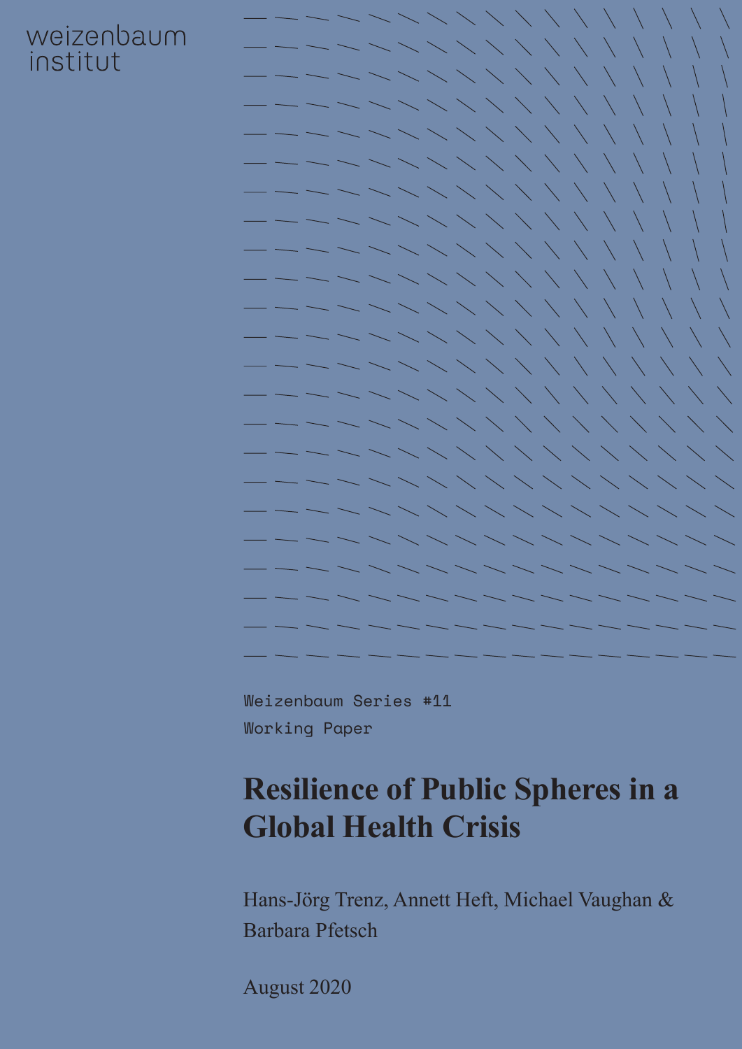weizenbaum institut

Weizenbaum Series #11

Working Paper

# Resilience of Public Spheres in a Global Health Crisis

Hans-Jörg Trenz, Annett Heft, Michael Vaughan & Barbara Pfetsch

August 2020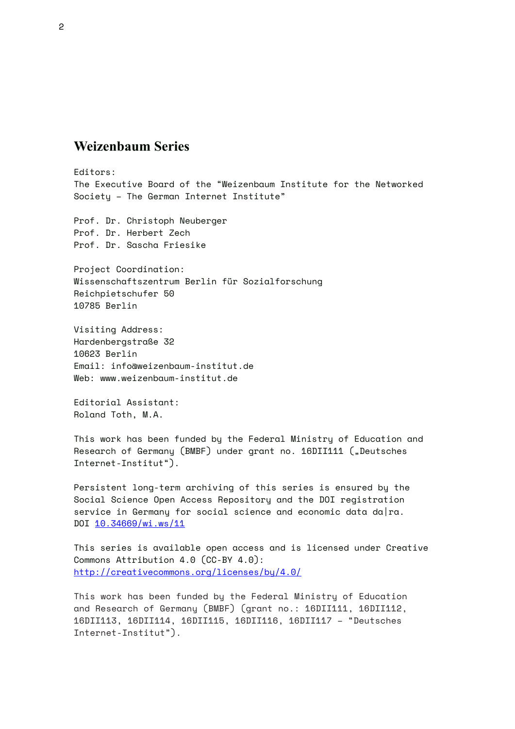# Weizenbaum Series

Editors:
The Executive Board of the "Weizenbaum Institute for the Networked Society – The German Internet Institute"

Prof. Dr. Christoph Neuberger
Prof. Dr. Herbert Zech
Prof. Dr. Sascha Friesike

Project Coordination:
Wissenschaftszentrum Berlin für Sozialforschung
Reichpietschufer 50
10785 Berlin

Visiting Address:
Hardenbergstraße 32
10623 Berlin
Email: info@weizenbaum-institut.de
Web: www.weizenbaum-institut.de

Editorial Assistant:
Roland Toth, M.A.

This work has been funded by the Federal Ministry of Education and Research of Germany (BMBF) under grant no. 16DII111 („Deutsches Internet-Institut").

Persistent long-term archiving of this series is ensured by the Social Science Open Access Repository and the DOI registration service in Germany for social science and economic data da|ra.
DOI [10.34669/wi.ws/11](10.34669/wi.ws/11)

This series is available open access and is licensed under Creative Commons Attribution 4.0 (CC-BY 4.0):
[http://creativecommons.org/licenses/by/4.0/](http://creativecommons.org/licenses/by/4.0/)

This work has been funded by the Federal Ministry of Education and Research of Germany (BMBF) (grant no.: 16DII111, 16DII112, 16DII113, 16DII114, 16DII115, 16DII116, 16DII117 – "Deutsches Internet-Institut").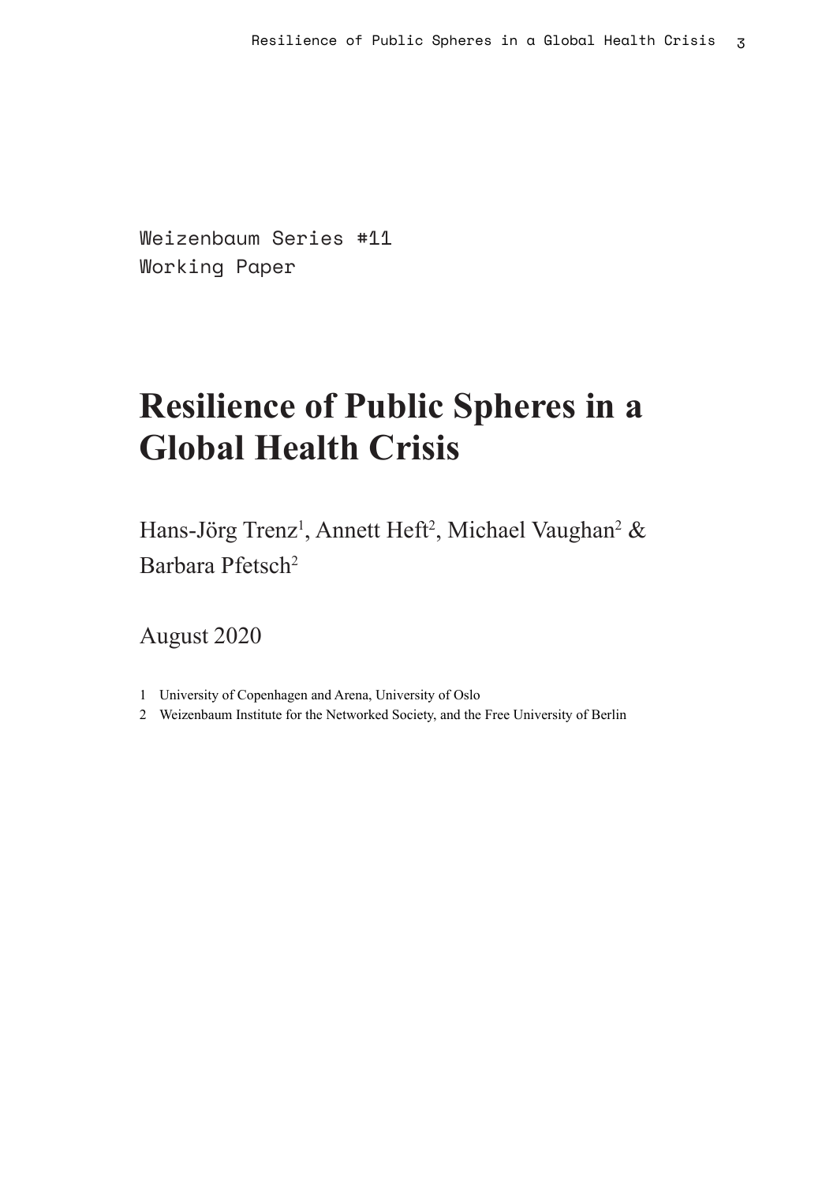Weizenbaum Series #11
Working Paper

# Resilience of Public Spheres in a Global Health Crisis

Hans-Jörg Trenz[1], Annett Heft[2], Michael Vaughan[2] & Barbara Pfetsch[2]

August 2020

1 University of Copenhagen and Arena, University of Oslo

2 Weizenbaum Institute for the Networked Society, and the Free University of Berlin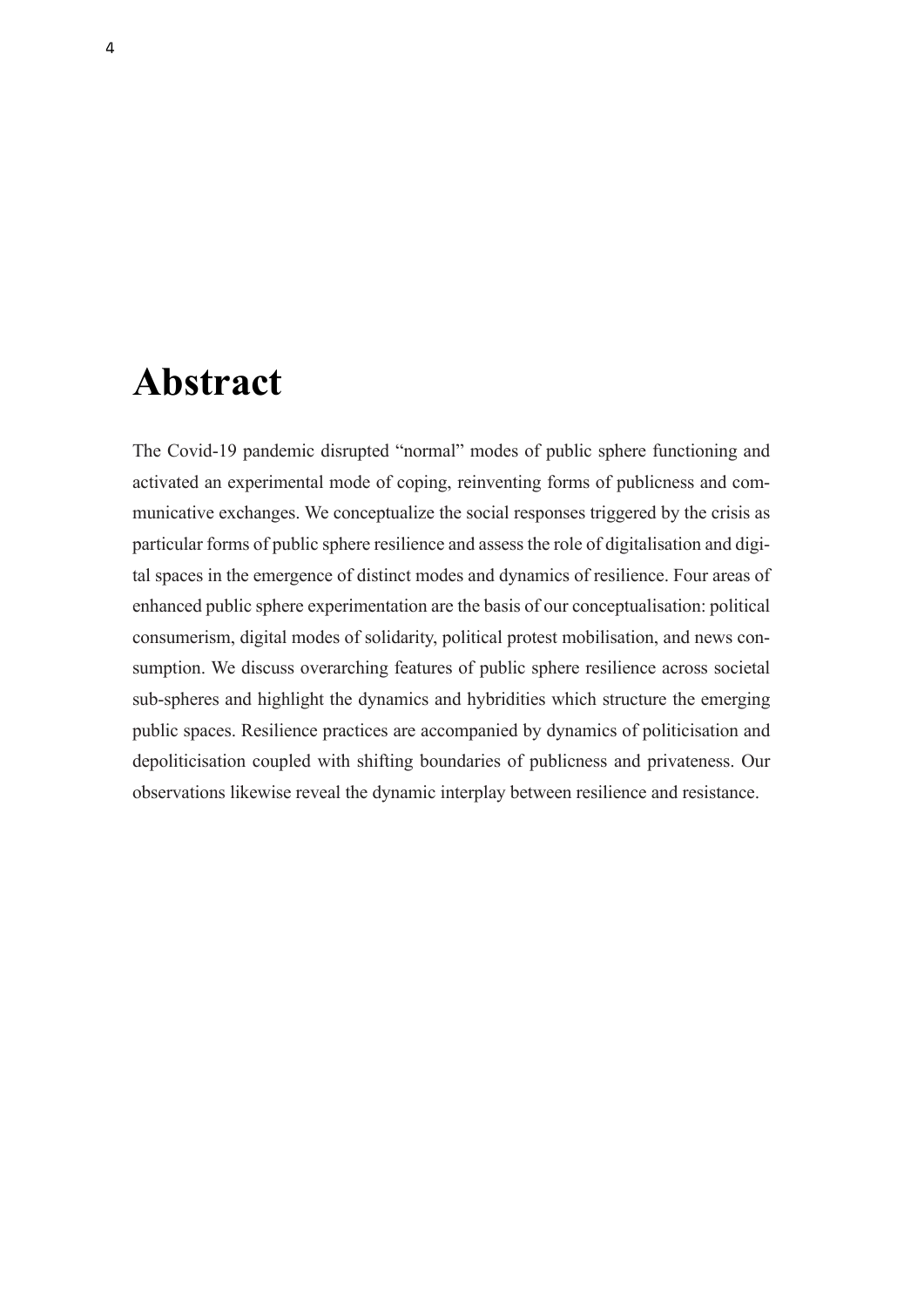# Abstract

The Covid-19 pandemic disrupted "normal" modes of public sphere functioning and activated an experimental mode of coping, reinventing forms of publicness and communicative exchanges. We conceptualize the social responses triggered by the crisis as particular forms of public sphere resilience and assess the role of digitalisation and digital spaces in the emergence of distinct modes and dynamics of resilience. Four areas of enhanced public sphere experimentation are the basis of our conceptualisation: political consumerism, digital modes of solidarity, political protest mobilisation, and news consumption. We discuss overarching features of public sphere resilience across societal sub-spheres and highlight the dynamics and hybridities which structure the emerging public spaces. Resilience practices are accompanied by dynamics of politicisation and depoliticisation coupled with shifting boundaries of publicness and privateness. Our observations likewise reveal the dynamic interplay between resilience and resistance.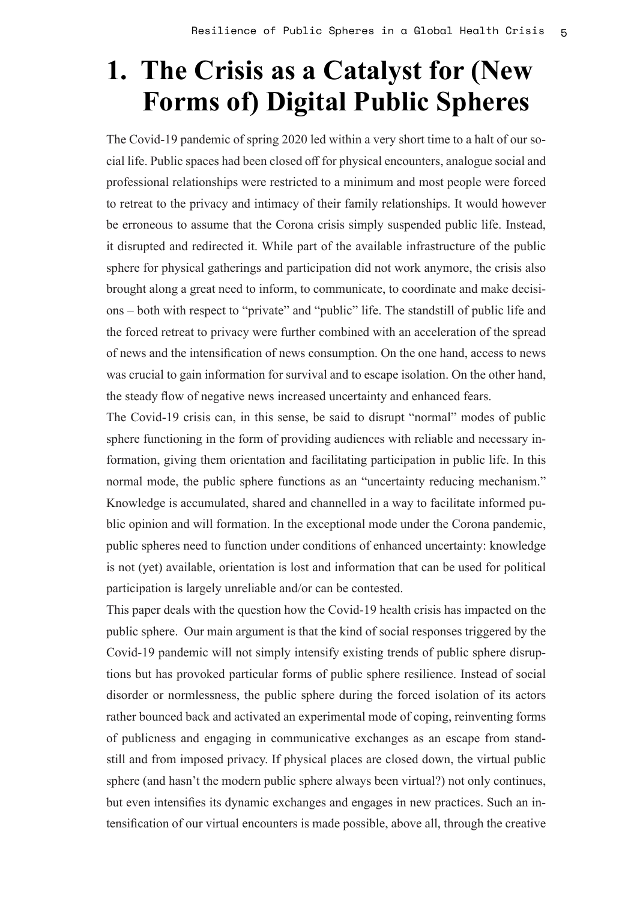# 1. The Crisis as a Catalyst for (New Forms of) Digital Public Spheres

The Covid-19 pandemic of spring 2020 led within a very short time to a halt of our social life. Public spaces had been closed off for physical encounters, analogue social and professional relationships were restricted to a minimum and most people were forced to retreat to the privacy and intimacy of their family relationships. It would however be erroneous to assume that the Corona crisis simply suspended public life. Instead, it disrupted and redirected it. While part of the available infrastructure of the public sphere for physical gatherings and participation did not work anymore, the crisis also brought along a great need to inform, to communicate, to coordinate and make decisions – both with respect to "private" and "public" life. The standstill of public life and the forced retreat to privacy were further combined with an acceleration of the spread of news and the intensification of news consumption. On the one hand, access to news was crucial to gain information for survival and to escape isolation. On the other hand, the steady flow of negative news increased uncertainty and enhanced fears.

The Covid-19 crisis can, in this sense, be said to disrupt "normal" modes of public sphere functioning in the form of providing audiences with reliable and necessary information, giving them orientation and facilitating participation in public life. In this normal mode, the public sphere functions as an "uncertainty reducing mechanism." Knowledge is accumulated, shared and channelled in a way to facilitate informed public opinion and will formation. In the exceptional mode under the Corona pandemic, public spheres need to function under conditions of enhanced uncertainty: knowledge is not (yet) available, orientation is lost and information that can be used for political participation is largely unreliable and/or can be contested.

This paper deals with the question how the Covid-19 health crisis has impacted on the public sphere. Our main argument is that the kind of social responses triggered by the Covid-19 pandemic will not simply intensify existing trends of public sphere disruptions but has provoked particular forms of public sphere resilience. Instead of social disorder or normlessness, the public sphere during the forced isolation of its actors rather bounced back and activated an experimental mode of coping, reinventing forms of publicness and engaging in communicative exchanges as an escape from standstill and from imposed privacy. If physical places are closed down, the virtual public sphere (and hasn't the modern public sphere always been virtual?) not only continues, but even intensifies its dynamic exchanges and engages in new practices. Such an intensification of our virtual encounters is made possible, above all, through the creative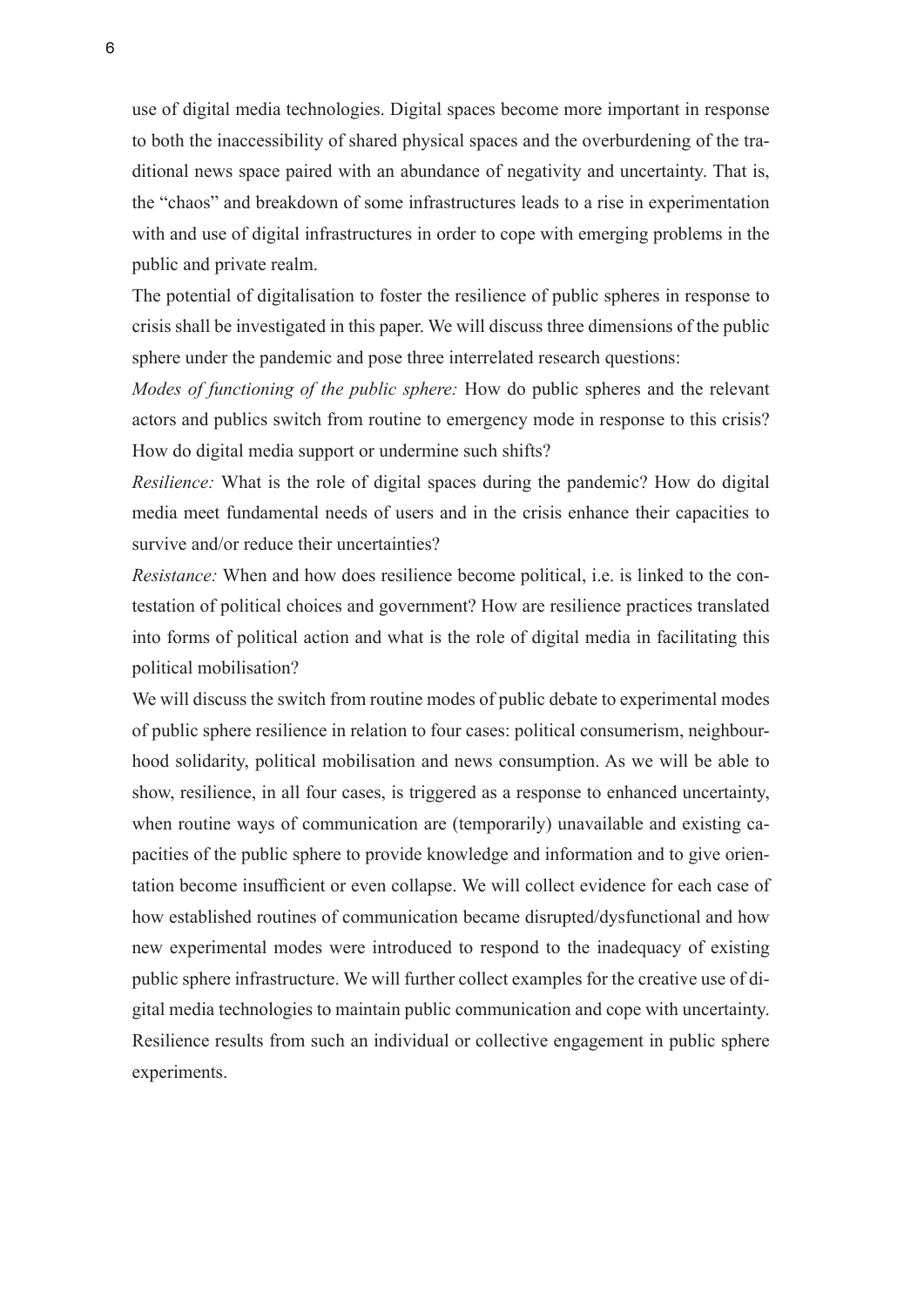use of digital media technologies. Digital spaces become more important in response to both the inaccessibility of shared physical spaces and the overburdening of the traditional news space paired with an abundance of negativity and uncertainty. That is, the "chaos" and breakdown of some infrastructures leads to a rise in experimentation with and use of digital infrastructures in order to cope with emerging problems in the public and private realm.

The potential of digitalisation to foster the resilience of public spheres in response to crisis shall be investigated in this paper. We will discuss three dimensions of the public sphere under the pandemic and pose three interrelated research questions:

*Modes of functioning of the public sphere:* How do public spheres and the relevant actors and publics switch from routine to emergency mode in response to this crisis? How do digital media support or undermine such shifts?

*Resilience:* What is the role of digital spaces during the pandemic? How do digital media meet fundamental needs of users and in the crisis enhance their capacities to survive and/or reduce their uncertainties?

*Resistance:* When and how does resilience become political, i.e. is linked to the contestation of political choices and government? How are resilience practices translated into forms of political action and what is the role of digital media in facilitating this political mobilisation?

We will discuss the switch from routine modes of public debate to experimental modes of public sphere resilience in relation to four cases: political consumerism, neighbourhood solidarity, political mobilisation and news consumption. As we will be able to show, resilience, in all four cases, is triggered as a response to enhanced uncertainty, when routine ways of communication are (temporarily) unavailable and existing capacities of the public sphere to provide knowledge and information and to give orientation become insufficient or even collapse. We will collect evidence for each case of how established routines of communication became disrupted/dysfunctional and how new experimental modes were introduced to respond to the inadequacy of existing public sphere infrastructure. We will further collect examples for the creative use of digital media technologies to maintain public communication and cope with uncertainty. Resilience results from such an individual or collective engagement in public sphere experiments.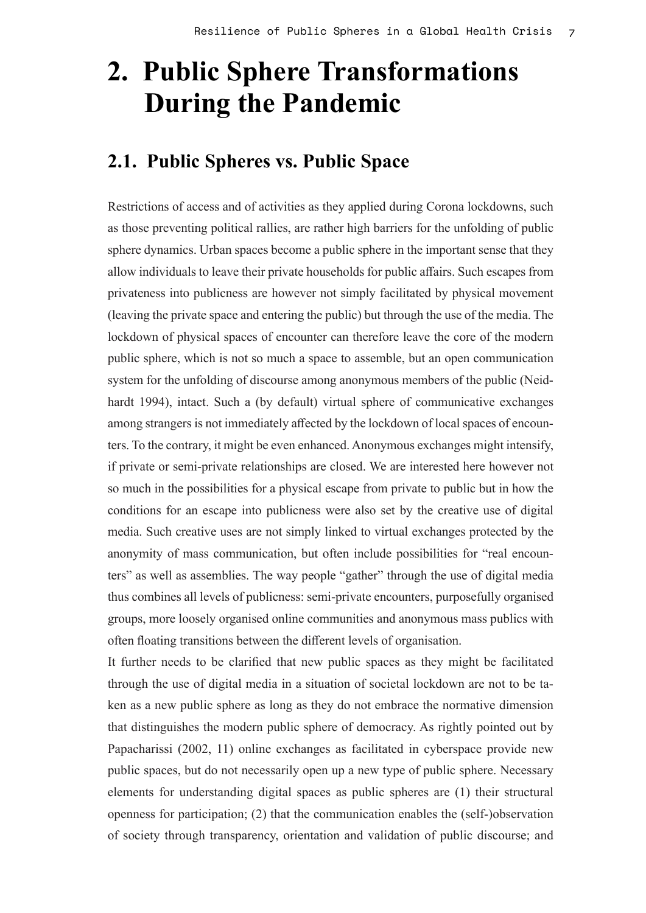# 2. Public Sphere Transformations During the Pandemic

## 2.1. Public Spheres vs. Public Space

Restrictions of access and of activities as they applied during Corona lockdowns, such as those preventing political rallies, are rather high barriers for the unfolding of public sphere dynamics. Urban spaces become a public sphere in the important sense that they allow individuals to leave their private households for public affairs. Such escapes from privateness into publicness are however not simply facilitated by physical movement (leaving the private space and entering the public) but through the use of the media. The lockdown of physical spaces of encounter can therefore leave the core of the modern public sphere, which is not so much a space to assemble, but an open communication system for the unfolding of discourse among anonymous members of the public (Neidhardt 1994), intact. Such a (by default) virtual sphere of communicative exchanges among strangers is not immediately affected by the lockdown of local spaces of encounters. To the contrary, it might be even enhanced. Anonymous exchanges might intensify, if private or semi-private relationships are closed. We are interested here however not so much in the possibilities for a physical escape from private to public but in how the conditions for an escape into publicness were also set by the creative use of digital media. Such creative uses are not simply linked to virtual exchanges protected by the anonymity of mass communication, but often include possibilities for "real encounters" as well as assemblies. The way people "gather" through the use of digital media thus combines all levels of publicness: semi-private encounters, purposefully organised groups, more loosely organised online communities and anonymous mass publics with often floating transitions between the different levels of organisation.

It further needs to be clarified that new public spaces as they might be facilitated through the use of digital media in a situation of societal lockdown are not to be taken as a new public sphere as long as they do not embrace the normative dimension that distinguishes the modern public sphere of democracy. As rightly pointed out by Papacharissi (2002, 11) online exchanges as facilitated in cyberspace provide new public spaces, but do not necessarily open up a new type of public sphere. Necessary elements for understanding digital spaces as public spheres are (1) their structural openness for participation; (2) that the communication enables the (self-)observation of society through transparency, orientation and validation of public discourse; and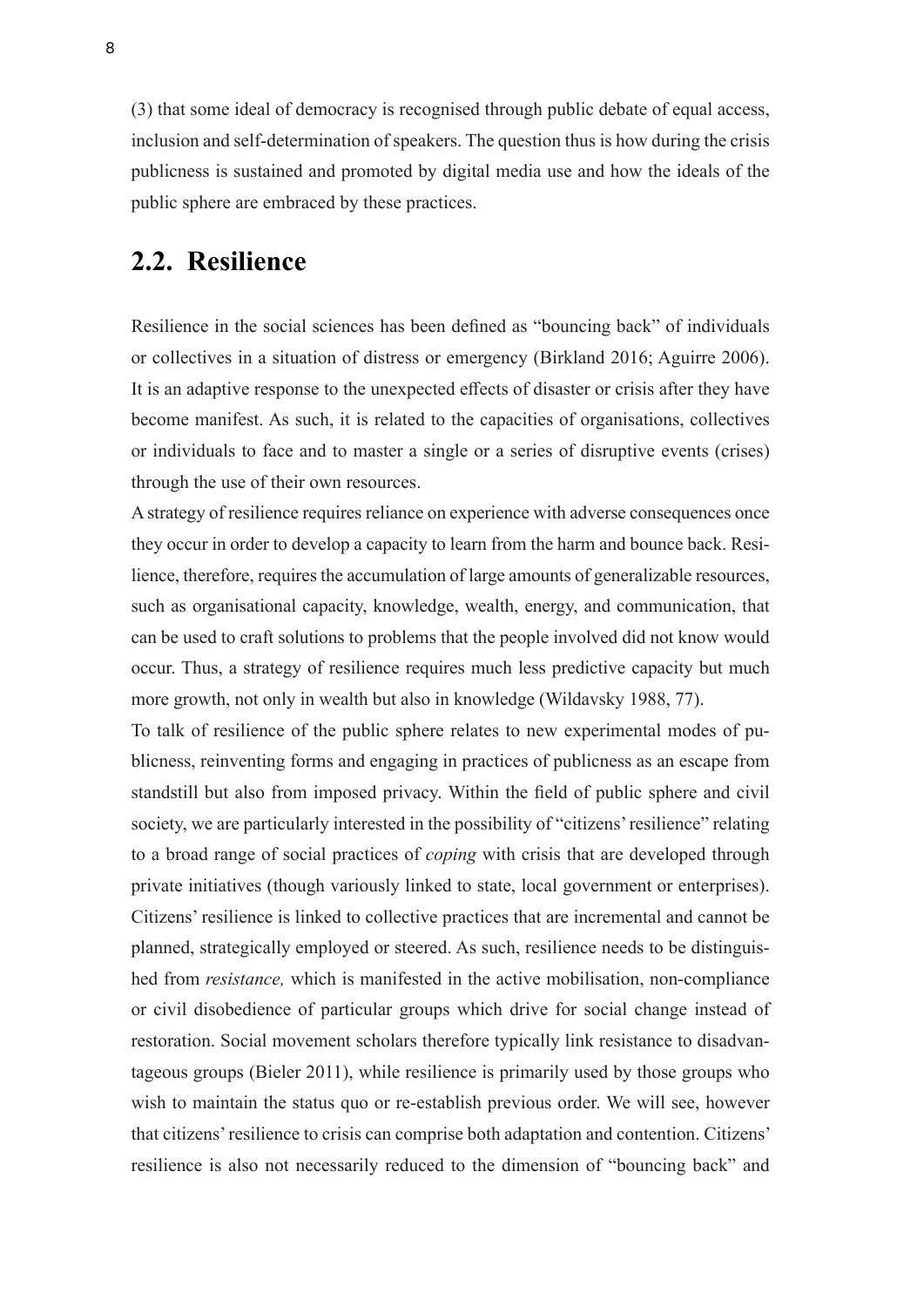(3) that some ideal of democracy is recognised through public debate of equal access, inclusion and self-determination of speakers. The question thus is how during the crisis publicness is sustained and promoted by digital media use and how the ideals of the public sphere are embraced by these practices.

## 2.2. Resilience

Resilience in the social sciences has been defined as "bouncing back" of individuals or collectives in a situation of distress or emergency (Birkland 2016; Aguirre 2006). It is an adaptive response to the unexpected effects of disaster or crisis after they have become manifest. As such, it is related to the capacities of organisations, collectives or individuals to face and to master a single or a series of disruptive events (crises) through the use of their own resources.

A strategy of resilience requires reliance on experience with adverse consequences once they occur in order to develop a capacity to learn from the harm and bounce back. Resilience, therefore, requires the accumulation of large amounts of generalizable resources, such as organisational capacity, knowledge, wealth, energy, and communication, that can be used to craft solutions to problems that the people involved did not know would occur. Thus, a strategy of resilience requires much less predictive capacity but much more growth, not only in wealth but also in knowledge (Wildavsky 1988, 77).

To talk of resilience of the public sphere relates to new experimental modes of publicness, reinventing forms and engaging in practices of publicness as an escape from standstill but also from imposed privacy. Within the field of public sphere and civil society, we are particularly interested in the possibility of "citizens' resilience" relating to a broad range of social practices of *coping* with crisis that are developed through private initiatives (though variously linked to state, local government or enterprises). Citizens' resilience is linked to collective practices that are incremental and cannot be planned, strategically employed or steered. As such, resilience needs to be distinguished from *resistance,* which is manifested in the active mobilisation, non-compliance or civil disobedience of particular groups which drive for social change instead of restoration. Social movement scholars therefore typically link resistance to disadvantageous groups (Bieler 2011), while resilience is primarily used by those groups who wish to maintain the status quo or re-establish previous order. We will see, however that citizens' resilience to crisis can comprise both adaptation and contention. Citizens' resilience is also not necessarily reduced to the dimension of "bouncing back" and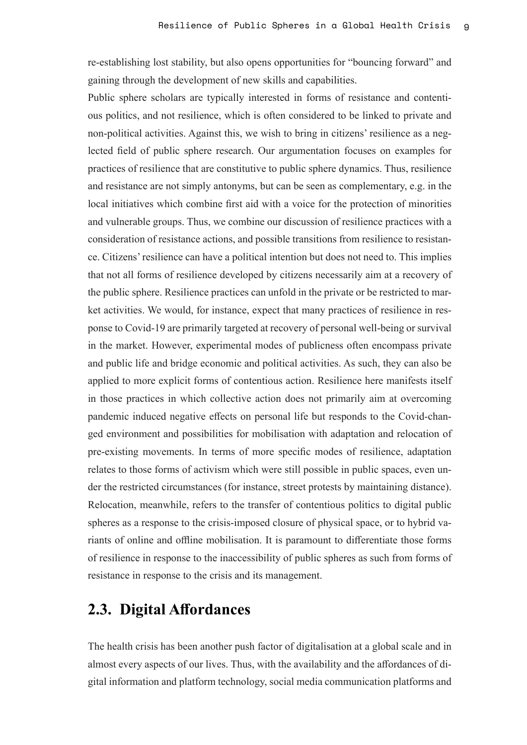re-establishing lost stability, but also opens opportunities for "bouncing forward" and gaining through the development of new skills and capabilities.

Public sphere scholars are typically interested in forms of resistance and contentious politics, and not resilience, which is often considered to be linked to private and non-political activities. Against this, we wish to bring in citizens' resilience as a neglected field of public sphere research. Our argumentation focuses on examples for practices of resilience that are constitutive to public sphere dynamics. Thus, resilience and resistance are not simply antonyms, but can be seen as complementary, e.g. in the local initiatives which combine first aid with a voice for the protection of minorities and vulnerable groups. Thus, we combine our discussion of resilience practices with a consideration of resistance actions, and possible transitions from resilience to resistance. Citizens' resilience can have a political intention but does not need to. This implies that not all forms of resilience developed by citizens necessarily aim at a recovery of the public sphere. Resilience practices can unfold in the private or be restricted to market activities. We would, for instance, expect that many practices of resilience in response to Covid-19 are primarily targeted at recovery of personal well-being or survival in the market. However, experimental modes of publicness often encompass private and public life and bridge economic and political activities. As such, they can also be applied to more explicit forms of contentious action. Resilience here manifests itself in those practices in which collective action does not primarily aim at overcoming pandemic induced negative effects on personal life but responds to the Covid-changed environment and possibilities for mobilisation with adaptation and relocation of pre-existing movements. In terms of more specific modes of resilience, adaptation relates to those forms of activism which were still possible in public spaces, even under the restricted circumstances (for instance, street protests by maintaining distance). Relocation, meanwhile, refers to the transfer of contentious politics to digital public spheres as a response to the crisis-imposed closure of physical space, or to hybrid variants of online and offline mobilisation. It is paramount to differentiate those forms of resilience in response to the inaccessibility of public spheres as such from forms of resistance in response to the crisis and its management.

## 2.3. Digital Affordances

The health crisis has been another push factor of digitalisation at a global scale and in almost every aspects of our lives. Thus, with the availability and the affordances of digital information and platform technology, social media communication platforms and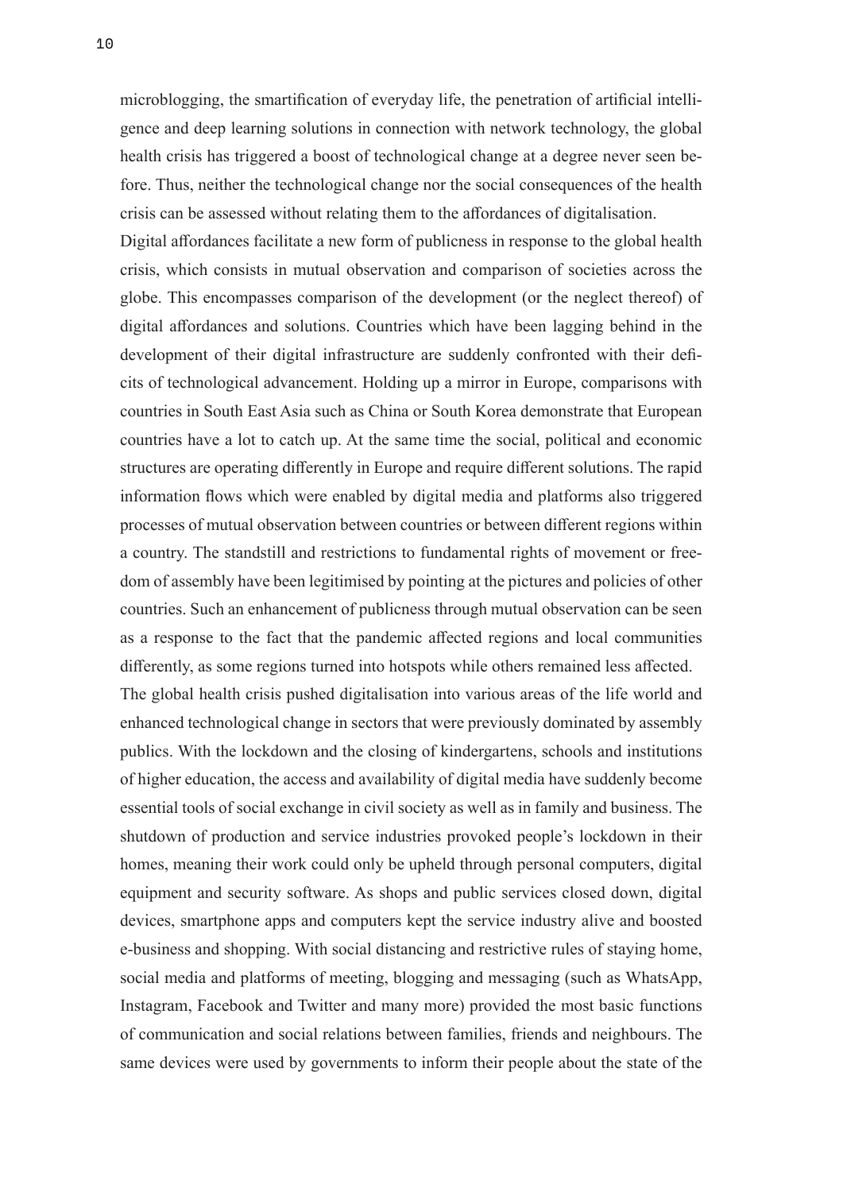microblogging, the smartification of everyday life, the penetration of artificial intelligence and deep learning solutions in connection with network technology, the global health crisis has triggered a boost of technological change at a degree never seen before. Thus, neither the technological change nor the social consequences of the health crisis can be assessed without relating them to the affordances of digitalisation.

Digital affordances facilitate a new form of publicness in response to the global health crisis, which consists in mutual observation and comparison of societies across the globe. This encompasses comparison of the development (or the neglect thereof) of digital affordances and solutions. Countries which have been lagging behind in the development of their digital infrastructure are suddenly confronted with their deficits of technological advancement. Holding up a mirror in Europe, comparisons with countries in South East Asia such as China or South Korea demonstrate that European countries have a lot to catch up. At the same time the social, political and economic structures are operating differently in Europe and require different solutions. The rapid information flows which were enabled by digital media and platforms also triggered processes of mutual observation between countries or between different regions within a country. The standstill and restrictions to fundamental rights of movement or freedom of assembly have been legitimised by pointing at the pictures and policies of other countries. Such an enhancement of publicness through mutual observation can be seen as a response to the fact that the pandemic affected regions and local communities differently, as some regions turned into hotspots while others remained less affected.

The global health crisis pushed digitalisation into various areas of the life world and enhanced technological change in sectors that were previously dominated by assembly publics. With the lockdown and the closing of kindergartens, schools and institutions of higher education, the access and availability of digital media have suddenly become essential tools of social exchange in civil society as well as in family and business. The shutdown of production and service industries provoked people's lockdown in their homes, meaning their work could only be upheld through personal computers, digital equipment and security software. As shops and public services closed down, digital devices, smartphone apps and computers kept the service industry alive and boosted e-business and shopping. With social distancing and restrictive rules of staying home, social media and platforms of meeting, blogging and messaging (such as WhatsApp, Instagram, Facebook and Twitter and many more) provided the most basic functions of communication and social relations between families, friends and neighbours. The same devices were used by governments to inform their people about the state of the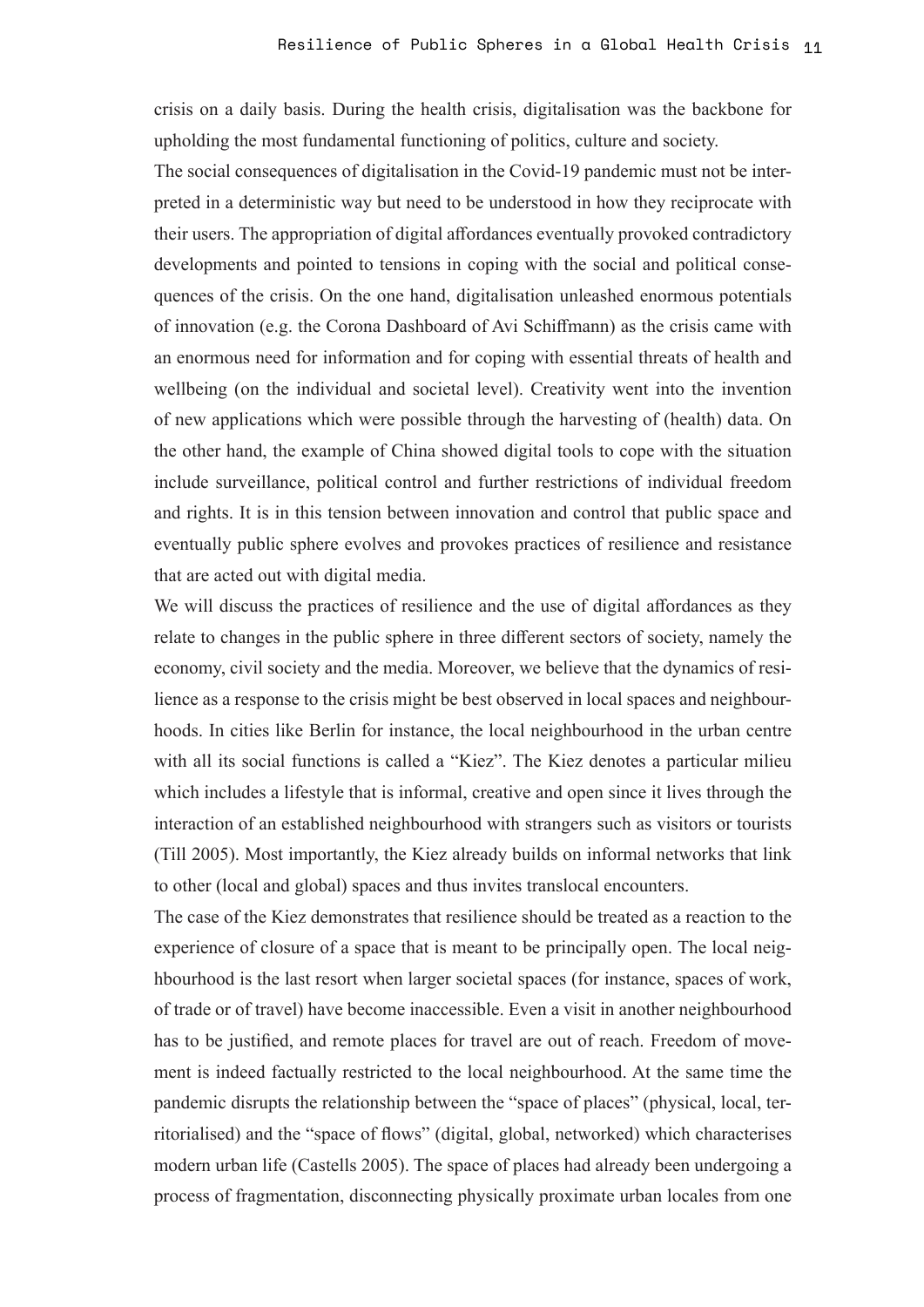crisis on a daily basis. During the health crisis, digitalisation was the backbone for upholding the most fundamental functioning of politics, culture and society.

The social consequences of digitalisation in the Covid-19 pandemic must not be interpreted in a deterministic way but need to be understood in how they reciprocate with their users. The appropriation of digital affordances eventually provoked contradictory developments and pointed to tensions in coping with the social and political consequences of the crisis. On the one hand, digitalisation unleashed enormous potentials of innovation (e.g. the Corona Dashboard of Avi Schiffmann) as the crisis came with an enormous need for information and for coping with essential threats of health and wellbeing (on the individual and societal level). Creativity went into the invention of new applications which were possible through the harvesting of (health) data. On the other hand, the example of China showed digital tools to cope with the situation include surveillance, political control and further restrictions of individual freedom and rights. It is in this tension between innovation and control that public space and eventually public sphere evolves and provokes practices of resilience and resistance that are acted out with digital media.

We will discuss the practices of resilience and the use of digital affordances as they relate to changes in the public sphere in three different sectors of society, namely the economy, civil society and the media. Moreover, we believe that the dynamics of resilience as a response to the crisis might be best observed in local spaces and neighbourhoods. In cities like Berlin for instance, the local neighbourhood in the urban centre with all its social functions is called a "Kiez". The Kiez denotes a particular milieu which includes a lifestyle that is informal, creative and open since it lives through the interaction of an established neighbourhood with strangers such as visitors or tourists (Till 2005). Most importantly, the Kiez already builds on informal networks that link to other (local and global) spaces and thus invites translocal encounters.

The case of the Kiez demonstrates that resilience should be treated as a reaction to the experience of closure of a space that is meant to be principally open. The local neighbourhood is the last resort when larger societal spaces (for instance, spaces of work, of trade or of travel) have become inaccessible. Even a visit in another neighbourhood has to be justified, and remote places for travel are out of reach. Freedom of movement is indeed factually restricted to the local neighbourhood. At the same time the pandemic disrupts the relationship between the "space of places" (physical, local, territorialised) and the "space of flows" (digital, global, networked) which characterises modern urban life (Castells 2005). The space of places had already been undergoing a process of fragmentation, disconnecting physically proximate urban locales from one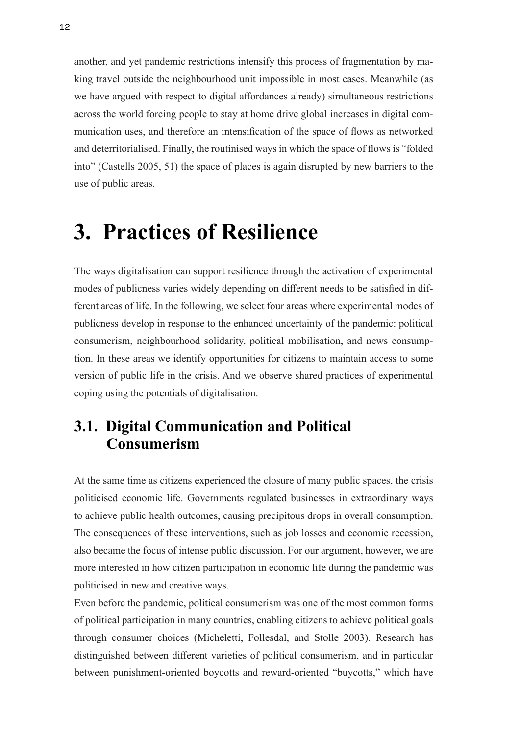another, and yet pandemic restrictions intensify this process of fragmentation by making travel outside the neighbourhood unit impossible in most cases. Meanwhile (as we have argued with respect to digital affordances already) simultaneous restrictions across the world forcing people to stay at home drive global increases in digital communication uses, and therefore an intensification of the space of flows as networked and deterritorialised. Finally, the routinised ways in which the space of flows is "folded into" (Castells 2005, 51) the space of places is again disrupted by new barriers to the use of public areas.

# 3. Practices of Resilience

The ways digitalisation can support resilience through the activation of experimental modes of publicness varies widely depending on different needs to be satisfied in different areas of life. In the following, we select four areas where experimental modes of publicness develop in response to the enhanced uncertainty of the pandemic: political consumerism, neighbourhood solidarity, political mobilisation, and news consumption. In these areas we identify opportunities for citizens to maintain access to some version of public life in the crisis. And we observe shared practices of experimental coping using the potentials of digitalisation.

## 3.1. Digital Communication and Political Consumerism

At the same time as citizens experienced the closure of many public spaces, the crisis politicised economic life. Governments regulated businesses in extraordinary ways to achieve public health outcomes, causing precipitous drops in overall consumption. The consequences of these interventions, such as job losses and economic recession, also became the focus of intense public discussion. For our argument, however, we are more interested in how citizen participation in economic life during the pandemic was politicised in new and creative ways.

Even before the pandemic, political consumerism was one of the most common forms of political participation in many countries, enabling citizens to achieve political goals through consumer choices (Micheletti, Follesdal, and Stolle 2003). Research has distinguished between different varieties of political consumerism, and in particular between punishment-oriented boycotts and reward-oriented "buycotts," which have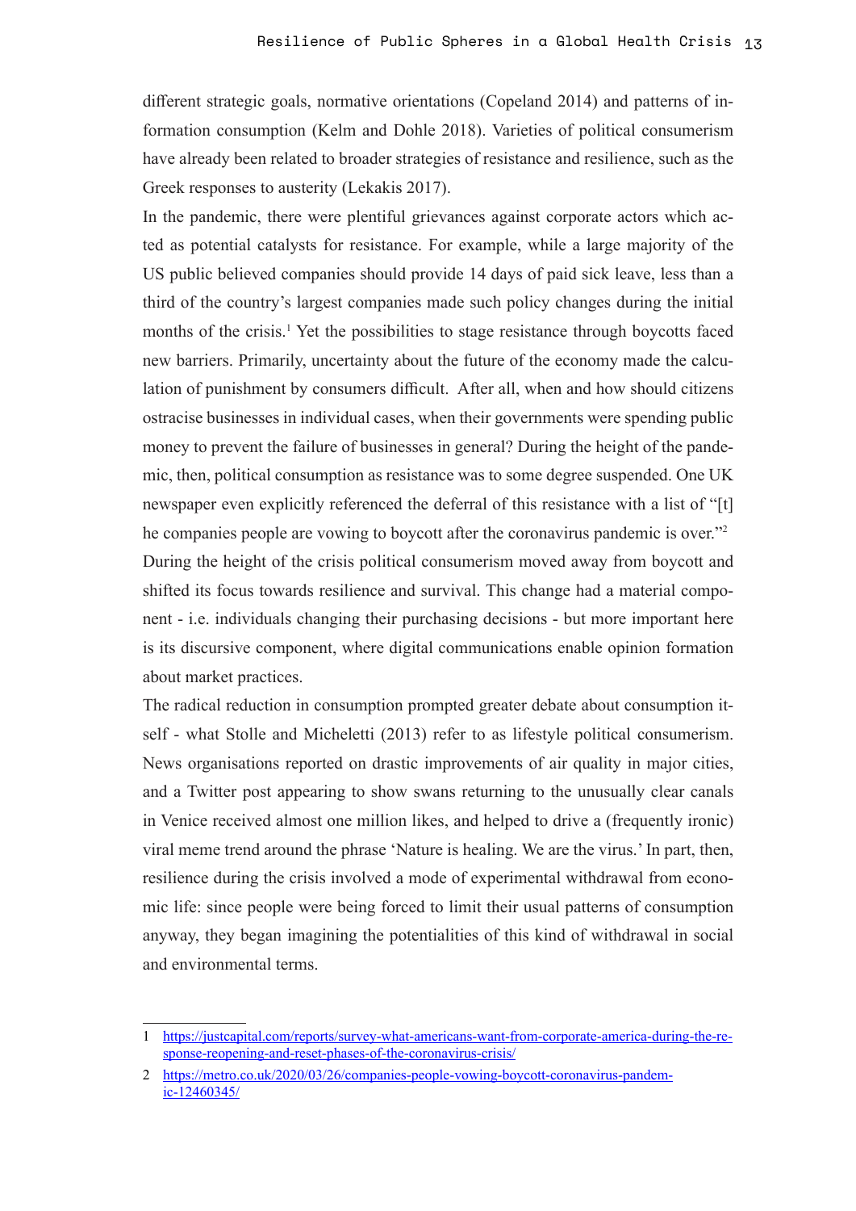different strategic goals, normative orientations (Copeland 2014) and patterns of information consumption (Kelm and Dohle 2018). Varieties of political consumerism have already been related to broader strategies of resistance and resilience, such as the Greek responses to austerity (Lekakis 2017).

In the pandemic, there were plentiful grievances against corporate actors which acted as potential catalysts for resistance. For example, while a large majority of the US public believed companies should provide 14 days of paid sick leave, less than a third of the country's largest companies made such policy changes during the initial months of the crisis.[1] Yet the possibilities to stage resistance through boycotts faced new barriers. Primarily, uncertainty about the future of the economy made the calculation of punishment by consumers difficult. After all, when and how should citizens ostracise businesses in individual cases, when their governments were spending public money to prevent the failure of businesses in general? During the height of the pandemic, then, political consumption as resistance was to some degree suspended. One UK newspaper even explicitly referenced the deferral of this resistance with a list of "[t]he companies people are vowing to boycott after the coronavirus pandemic is over."[2]

During the height of the crisis political consumerism moved away from boycott and shifted its focus towards resilience and survival. This change had a material component - i.e. individuals changing their purchasing decisions - but more important here is its discursive component, where digital communications enable opinion formation about market practices.

The radical reduction in consumption prompted greater debate about consumption itself - what Stolle and Micheletti (2013) refer to as lifestyle political consumerism. News organisations reported on drastic improvements of air quality in major cities, and a Twitter post appearing to show swans returning to the unusually clear canals in Venice received almost one million likes, and helped to drive a (frequently ironic) viral meme trend around the phrase 'Nature is healing. We are the virus.' In part, then, resilience during the crisis involved a mode of experimental withdrawal from economic life: since people were being forced to limit their usual patterns of consumption anyway, they began imagining the potentialities of this kind of withdrawal in social and environmental terms.

---

1 https://justcapital.com/reports/survey-what-americans-want-from-corporate-america-during-the-response-reopening-and-reset-phases-of-the-coronavirus-crisis/

2 https://metro.co.uk/2020/03/26/companies-people-vowing-boycott-coronavirus-pandemic-12460345/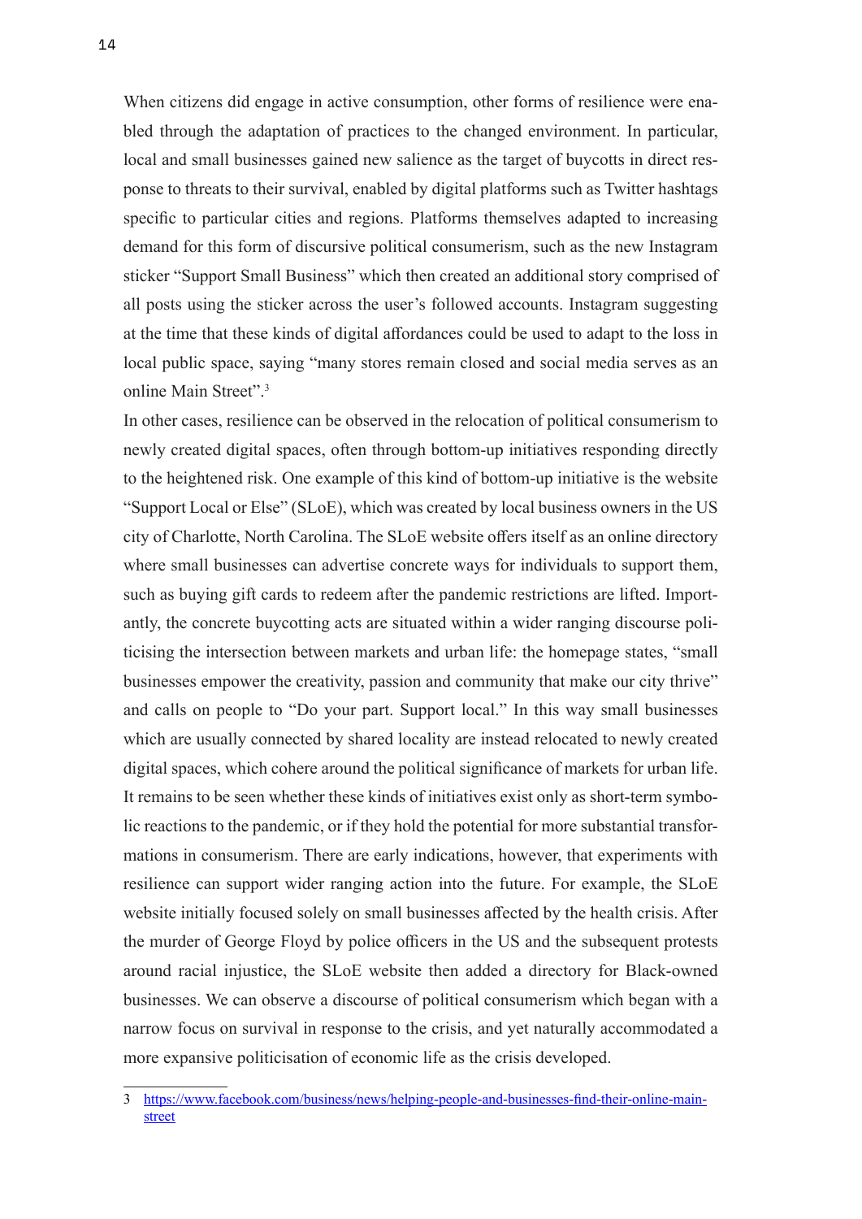When citizens did engage in active consumption, other forms of resilience were enabled through the adaptation of practices to the changed environment. In particular, local and small businesses gained new salience as the target of buycotts in direct response to threats to their survival, enabled by digital platforms such as Twitter hashtags specific to particular cities and regions. Platforms themselves adapted to increasing demand for this form of discursive political consumerism, such as the new Instagram sticker "Support Small Business" which then created an additional story comprised of all posts using the sticker across the user's followed accounts. Instagram suggesting at the time that these kinds of digital affordances could be used to adapt to the loss in local public space, saying "many stores remain closed and social media serves as an online Main Street".[3]

In other cases, resilience can be observed in the relocation of political consumerism to newly created digital spaces, often through bottom-up initiatives responding directly to the heightened risk. One example of this kind of bottom-up initiative is the website "Support Local or Else" (SLoE), which was created by local business owners in the US city of Charlotte, North Carolina. The SLoE website offers itself as an online directory where small businesses can advertise concrete ways for individuals to support them, such as buying gift cards to redeem after the pandemic restrictions are lifted. Importantly, the concrete buycotting acts are situated within a wider ranging discourse politicising the intersection between markets and urban life: the homepage states, "small businesses empower the creativity, passion and community that make our city thrive" and calls on people to "Do your part. Support local." In this way small businesses which are usually connected by shared locality are instead relocated to newly created digital spaces, which cohere around the political significance of markets for urban life. It remains to be seen whether these kinds of initiatives exist only as short-term symbolic reactions to the pandemic, or if they hold the potential for more substantial transformations in consumerism. There are early indications, however, that experiments with resilience can support wider ranging action into the future. For example, the SLoE website initially focused solely on small businesses affected by the health crisis. After the murder of George Floyd by police officers in the US and the subsequent protests around racial injustice, the SLoE website then added a directory for Black-owned businesses. We can observe a discourse of political consumerism which began with a narrow focus on survival in response to the crisis, and yet naturally accommodated a more expansive politicisation of economic life as the crisis developed.

---

3 https://www.facebook.com/business/news/helping-people-and-businesses-find-their-online-main-street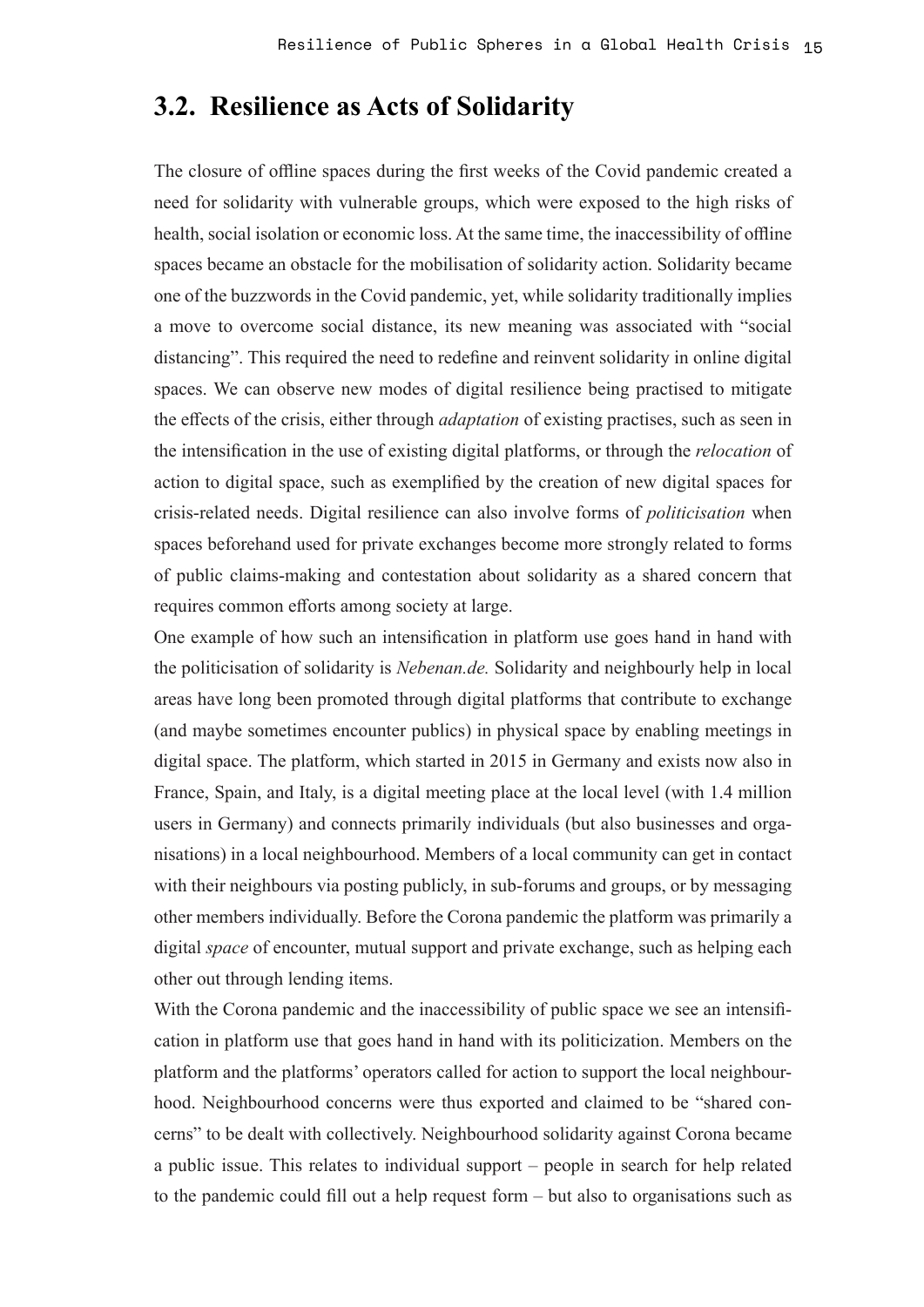## 3.2. Resilience as Acts of Solidarity

The closure of offline spaces during the first weeks of the Covid pandemic created a need for solidarity with vulnerable groups, which were exposed to the high risks of health, social isolation or economic loss. At the same time, the inaccessibility of offline spaces became an obstacle for the mobilisation of solidarity action. Solidarity became one of the buzzwords in the Covid pandemic, yet, while solidarity traditionally implies a move to overcome social distance, its new meaning was associated with "social distancing". This required the need to redefine and reinvent solidarity in online digital spaces. We can observe new modes of digital resilience being practised to mitigate the effects of the crisis, either through *adaptation* of existing practises, such as seen in the intensification in the use of existing digital platforms, or through the *relocation* of action to digital space, such as exemplified by the creation of new digital spaces for crisis-related needs. Digital resilience can also involve forms of *politicisation* when spaces beforehand used for private exchanges become more strongly related to forms of public claims-making and contestation about solidarity as a shared concern that requires common efforts among society at large.

One example of how such an intensification in platform use goes hand in hand with the politicisation of solidarity is *Nebenan.de.* Solidarity and neighbourly help in local areas have long been promoted through digital platforms that contribute to exchange (and maybe sometimes encounter publics) in physical space by enabling meetings in digital space. The platform, which started in 2015 in Germany and exists now also in France, Spain, and Italy, is a digital meeting place at the local level (with 1.4 million users in Germany) and connects primarily individuals (but also businesses and organisations) in a local neighbourhood. Members of a local community can get in contact with their neighbours via posting publicly, in sub-forums and groups, or by messaging other members individually. Before the Corona pandemic the platform was primarily a digital *space* of encounter, mutual support and private exchange, such as helping each other out through lending items.

With the Corona pandemic and the inaccessibility of public space we see an intensification in platform use that goes hand in hand with its politicization. Members on the platform and the platforms' operators called for action to support the local neighbourhood. Neighbourhood concerns were thus exported and claimed to be "shared concerns" to be dealt with collectively. Neighbourhood solidarity against Corona became a public issue. This relates to individual support – people in search for help related to the pandemic could fill out a help request form – but also to organisations such as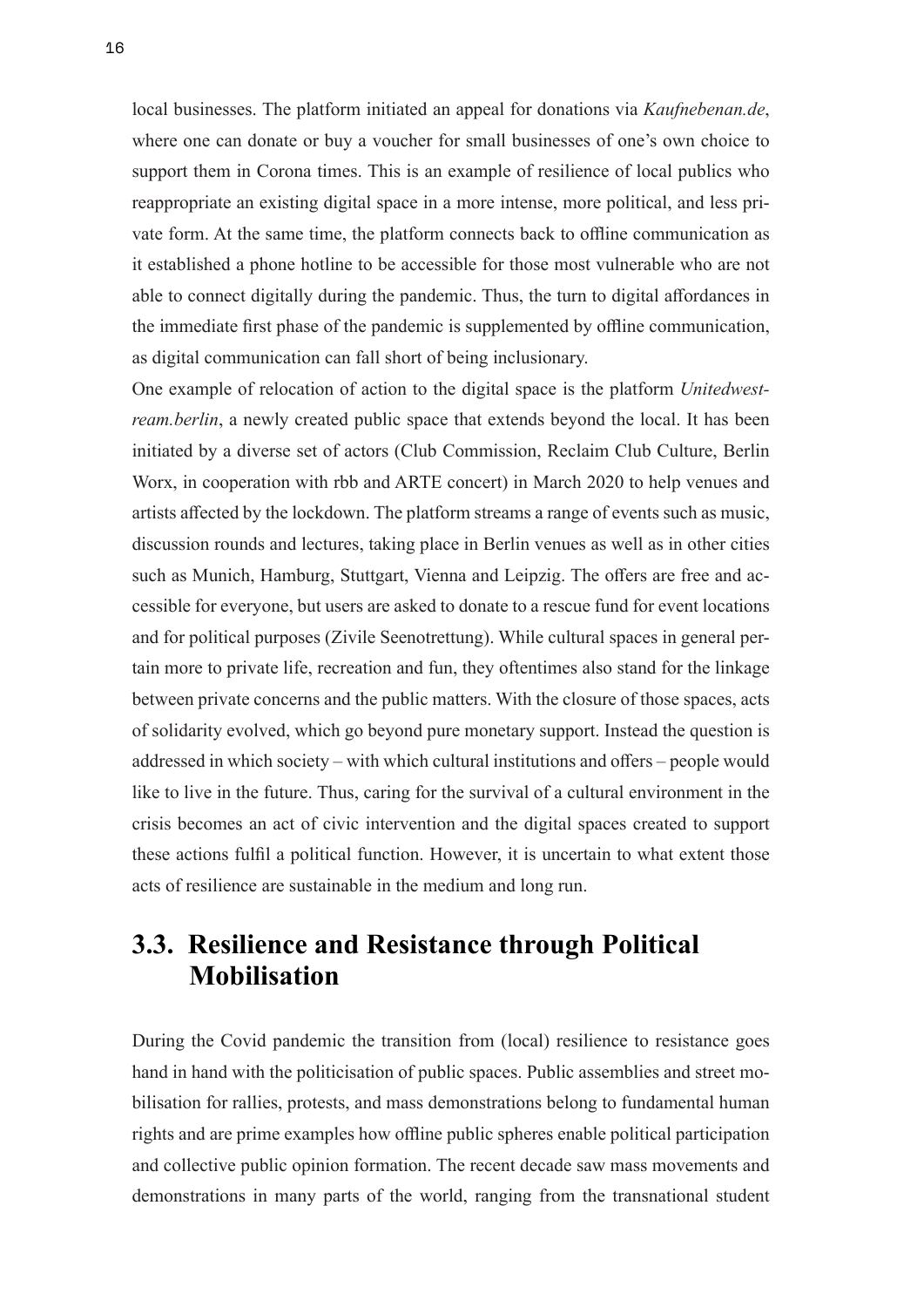local businesses. The platform initiated an appeal for donations via *Kaufnebenan.de*, where one can donate or buy a voucher for small businesses of one's own choice to support them in Corona times. This is an example of resilience of local publics who reappropriate an existing digital space in a more intense, more political, and less private form. At the same time, the platform connects back to offline communication as it established a phone hotline to be accessible for those most vulnerable who are not able to connect digitally during the pandemic. Thus, the turn to digital affordances in the immediate first phase of the pandemic is supplemented by offline communication, as digital communication can fall short of being inclusionary.

One example of relocation of action to the digital space is the platform *Unitedwestream.berlin*, a newly created public space that extends beyond the local. It has been initiated by a diverse set of actors (Club Commission, Reclaim Club Culture, Berlin Worx, in cooperation with rbb and ARTE concert) in March 2020 to help venues and artists affected by the lockdown. The platform streams a range of events such as music, discussion rounds and lectures, taking place in Berlin venues as well as in other cities such as Munich, Hamburg, Stuttgart, Vienna and Leipzig. The offers are free and accessible for everyone, but users are asked to donate to a rescue fund for event locations and for political purposes (Zivile Seenotrettung). While cultural spaces in general pertain more to private life, recreation and fun, they oftentimes also stand for the linkage between private concerns and the public matters. With the closure of those spaces, acts of solidarity evolved, which go beyond pure monetary support. Instead the question is addressed in which society – with which cultural institutions and offers – people would like to live in the future. Thus, caring for the survival of a cultural environment in the crisis becomes an act of civic intervention and the digital spaces created to support these actions fulfil a political function. However, it is uncertain to what extent those acts of resilience are sustainable in the medium and long run.

## 3.3. Resilience and Resistance through Political Mobilisation

During the Covid pandemic the transition from (local) resilience to resistance goes hand in hand with the politicisation of public spaces. Public assemblies and street mobilisation for rallies, protests, and mass demonstrations belong to fundamental human rights and are prime examples how offline public spheres enable political participation and collective public opinion formation. The recent decade saw mass movements and demonstrations in many parts of the world, ranging from the transnational student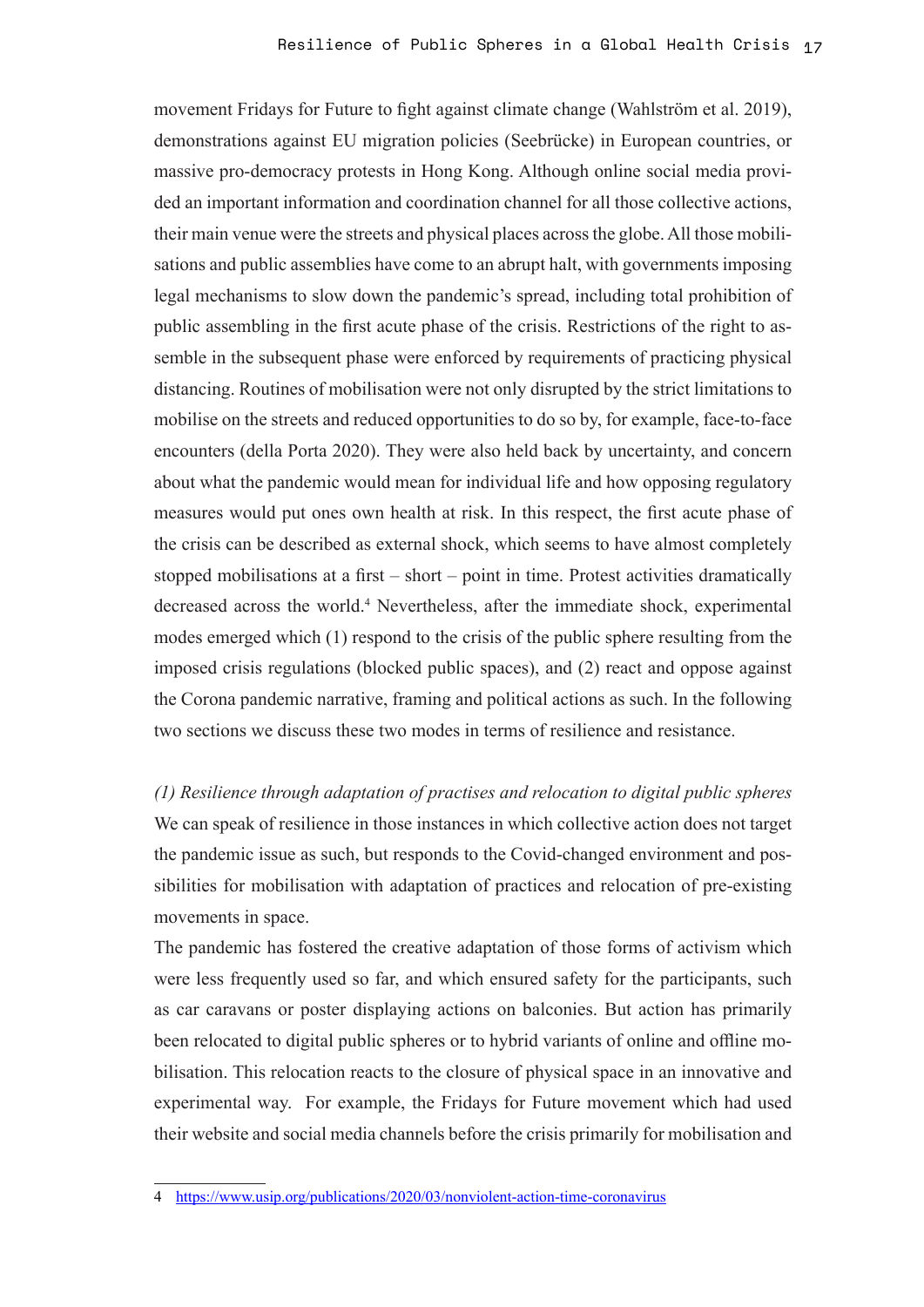movement Fridays for Future to fight against climate change (Wahlström et al. 2019), demonstrations against EU migration policies (Seebrücke) in European countries, or massive pro-democracy protests in Hong Kong. Although online social media provided an important information and coordination channel for all those collective actions, their main venue were the streets and physical places across the globe. All those mobilisations and public assemblies have come to an abrupt halt, with governments imposing legal mechanisms to slow down the pandemic's spread, including total prohibition of public assembling in the first acute phase of the crisis. Restrictions of the right to assemble in the subsequent phase were enforced by requirements of practicing physical distancing. Routines of mobilisation were not only disrupted by the strict limitations to mobilise on the streets and reduced opportunities to do so by, for example, face-to-face encounters (della Porta 2020). They were also held back by uncertainty, and concern about what the pandemic would mean for individual life and how opposing regulatory measures would put ones own health at risk. In this respect, the first acute phase of the crisis can be described as external shock, which seems to have almost completely stopped mobilisations at a first – short – point in time. Protest activities dramatically decreased across the world.[4] Nevertheless, after the immediate shock, experimental modes emerged which (1) respond to the crisis of the public sphere resulting from the imposed crisis regulations (blocked public spaces), and (2) react and oppose against the Corona pandemic narrative, framing and political actions as such. In the following two sections we discuss these two modes in terms of resilience and resistance.

*(1) Resilience through adaptation of practises and relocation to digital public spheres*

We can speak of resilience in those instances in which collective action does not target the pandemic issue as such, but responds to the Covid-changed environment and possibilities for mobilisation with adaptation of practices and relocation of pre-existing movements in space.

The pandemic has fostered the creative adaptation of those forms of activism which were less frequently used so far, and which ensured safety for the participants, such as car caravans or poster displaying actions on balconies. But action has primarily been relocated to digital public spheres or to hybrid variants of online and offline mobilisation. This relocation reacts to the closure of physical space in an innovative and experimental way. For example, the Fridays for Future movement which had used their website and social media channels before the crisis primarily for mobilisation and

4 https://www.usip.org/publications/2020/03/nonviolent-action-time-coronavirus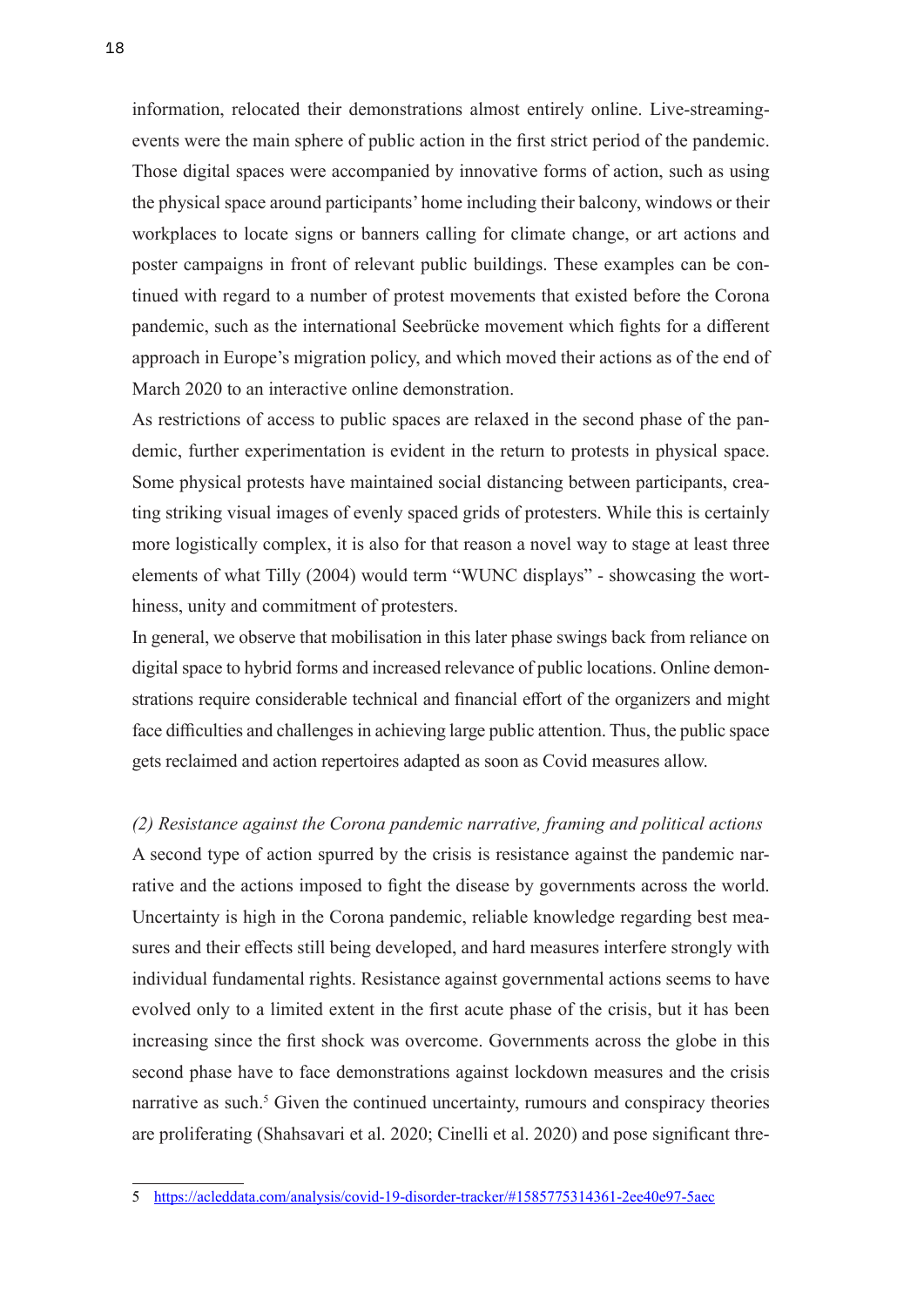information, relocated their demonstrations almost entirely online. Live-streaming-events were the main sphere of public action in the first strict period of the pandemic. Those digital spaces were accompanied by innovative forms of action, such as using the physical space around participants' home including their balcony, windows or their workplaces to locate signs or banners calling for climate change, or art actions and poster campaigns in front of relevant public buildings. These examples can be continued with regard to a number of protest movements that existed before the Corona pandemic, such as the international Seebrücke movement which fights for a different approach in Europe's migration policy, and which moved their actions as of the end of March 2020 to an interactive online demonstration.

As restrictions of access to public spaces are relaxed in the second phase of the pandemic, further experimentation is evident in the return to protests in physical space. Some physical protests have maintained social distancing between participants, creating striking visual images of evenly spaced grids of protesters. While this is certainly more logistically complex, it is also for that reason a novel way to stage at least three elements of what Tilly (2004) would term "WUNC displays" - showcasing the worthiness, unity and commitment of protesters.

In general, we observe that mobilisation in this later phase swings back from reliance on digital space to hybrid forms and increased relevance of public locations. Online demonstrations require considerable technical and financial effort of the organizers and might face difficulties and challenges in achieving large public attention. Thus, the public space gets reclaimed and action repertoires adapted as soon as Covid measures allow.

*(2) Resistance against the Corona pandemic narrative, framing and political actions*

A second type of action spurred by the crisis is resistance against the pandemic narrative and the actions imposed to fight the disease by governments across the world. Uncertainty is high in the Corona pandemic, reliable knowledge regarding best measures and their effects still being developed, and hard measures interfere strongly with individual fundamental rights. Resistance against governmental actions seems to have evolved only to a limited extent in the first acute phase of the crisis, but it has been increasing since the first shock was overcome. Governments across the globe in this second phase have to face demonstrations against lockdown measures and the crisis narrative as such.[5] Given the continued uncertainty, rumours and conspiracy theories are proliferating (Shahsavari et al. 2020; Cinelli et al. 2020) and pose significant thre-

---

5 https://acleddata.com/analysis/covid-19-disorder-tracker/#1585775314361-2ee40e97-5aec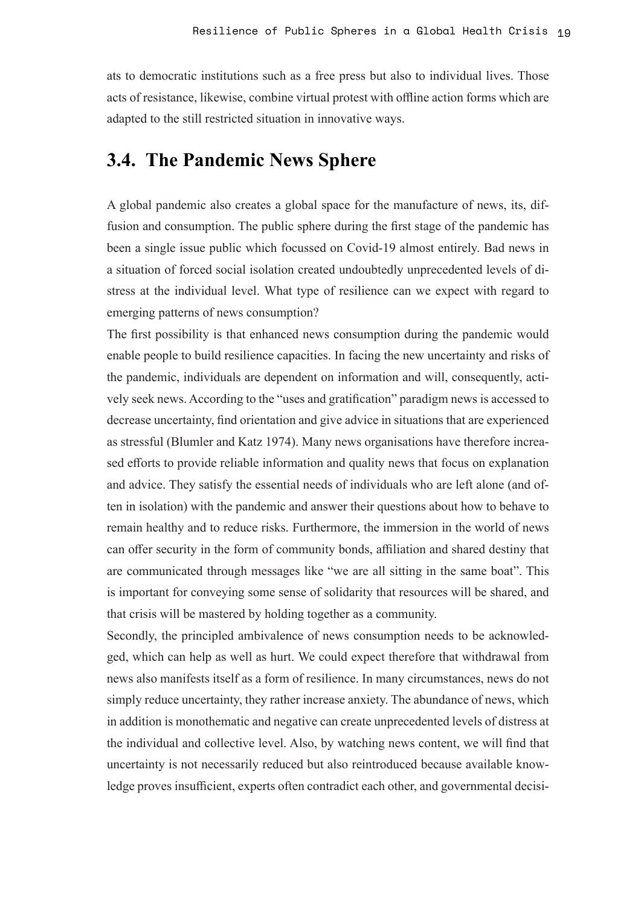ats to democratic institutions such as a free press but also to individual lives. Those acts of resistance, likewise, combine virtual protest with offline action forms which are adapted to the still restricted situation in innovative ways.

## 3.4. The Pandemic News Sphere

A global pandemic also creates a global space for the manufacture of news, its, diffusion and consumption. The public sphere during the first stage of the pandemic has been a single issue public which focussed on Covid-19 almost entirely. Bad news in a situation of forced social isolation created undoubtedly unprecedented levels of distress at the individual level. What type of resilience can we expect with regard to emerging patterns of news consumption?

The first possibility is that enhanced news consumption during the pandemic would enable people to build resilience capacities. In facing the new uncertainty and risks of the pandemic, individuals are dependent on information and will, consequently, actively seek news. According to the "uses and gratification" paradigm news is accessed to decrease uncertainty, find orientation and give advice in situations that are experienced as stressful (Blumler and Katz 1974). Many news organisations have therefore increased efforts to provide reliable information and quality news that focus on explanation and advice. They satisfy the essential needs of individuals who are left alone (and often in isolation) with the pandemic and answer their questions about how to behave to remain healthy and to reduce risks. Furthermore, the immersion in the world of news can offer security in the form of community bonds, affiliation and shared destiny that are communicated through messages like "we are all sitting in the same boat". This is important for conveying some sense of solidarity that resources will be shared, and that crisis will be mastered by holding together as a community.

Secondly, the principled ambivalence of news consumption needs to be acknowledged, which can help as well as hurt. We could expect therefore that withdrawal from news also manifests itself as a form of resilience. In many circumstances, news do not simply reduce uncertainty, they rather increase anxiety. The abundance of news, which in addition is monothematic and negative can create unprecedented levels of distress at the individual and collective level. Also, by watching news content, we will find that uncertainty is not necessarily reduced but also reintroduced because available knowledge proves insufficient, experts often contradict each other, and governmental decisi-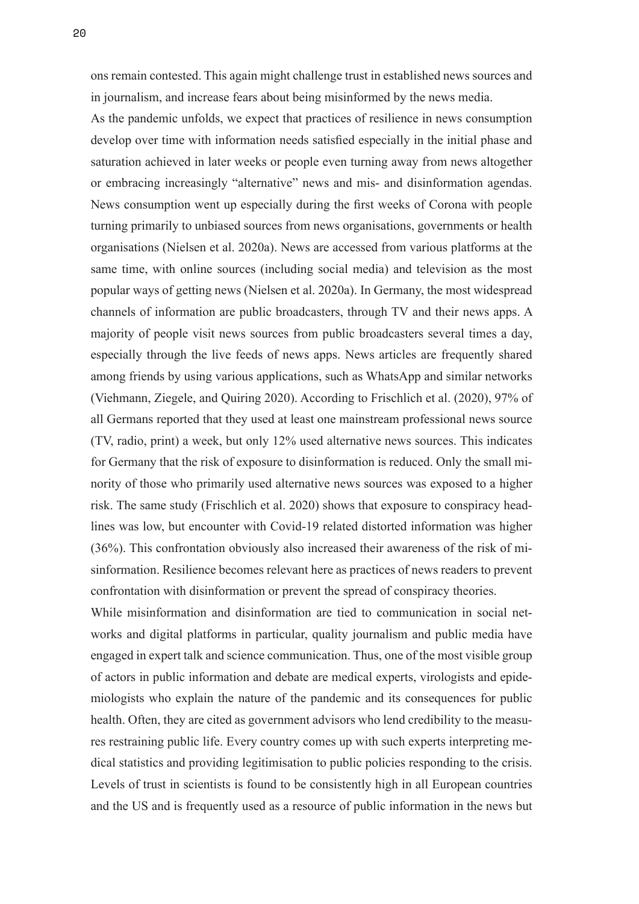ons remain contested. This again might challenge trust in established news sources and in journalism, and increase fears about being misinformed by the news media.

As the pandemic unfolds, we expect that practices of resilience in news consumption develop over time with information needs satisfied especially in the initial phase and saturation achieved in later weeks or people even turning away from news altogether or embracing increasingly "alternative" news and mis- and disinformation agendas. News consumption went up especially during the first weeks of Corona with people turning primarily to unbiased sources from news organisations, governments or health organisations (Nielsen et al. 2020a). News are accessed from various platforms at the same time, with online sources (including social media) and television as the most popular ways of getting news (Nielsen et al. 2020a). In Germany, the most widespread channels of information are public broadcasters, through TV and their news apps. A majority of people visit news sources from public broadcasters several times a day, especially through the live feeds of news apps. News articles are frequently shared among friends by using various applications, such as WhatsApp and similar networks (Viehmann, Ziegele, and Quiring 2020). According to Frischlich et al. (2020), 97% of all Germans reported that they used at least one mainstream professional news source (TV, radio, print) a week, but only 12% used alternative news sources. This indicates for Germany that the risk of exposure to disinformation is reduced. Only the small minority of those who primarily used alternative news sources was exposed to a higher risk. The same study (Frischlich et al. 2020) shows that exposure to conspiracy headlines was low, but encounter with Covid-19 related distorted information was higher (36%). This confrontation obviously also increased their awareness of the risk of misinformation. Resilience becomes relevant here as practices of news readers to prevent confrontation with disinformation or prevent the spread of conspiracy theories.

While misinformation and disinformation are tied to communication in social networks and digital platforms in particular, quality journalism and public media have engaged in expert talk and science communication. Thus, one of the most visible group of actors in public information and debate are medical experts, virologists and epidemiologists who explain the nature of the pandemic and its consequences for public health. Often, they are cited as government advisors who lend credibility to the measures restraining public life. Every country comes up with such experts interpreting medical statistics and providing legitimisation to public policies responding to the crisis. Levels of trust in scientists is found to be consistently high in all European countries and the US and is frequently used as a resource of public information in the news but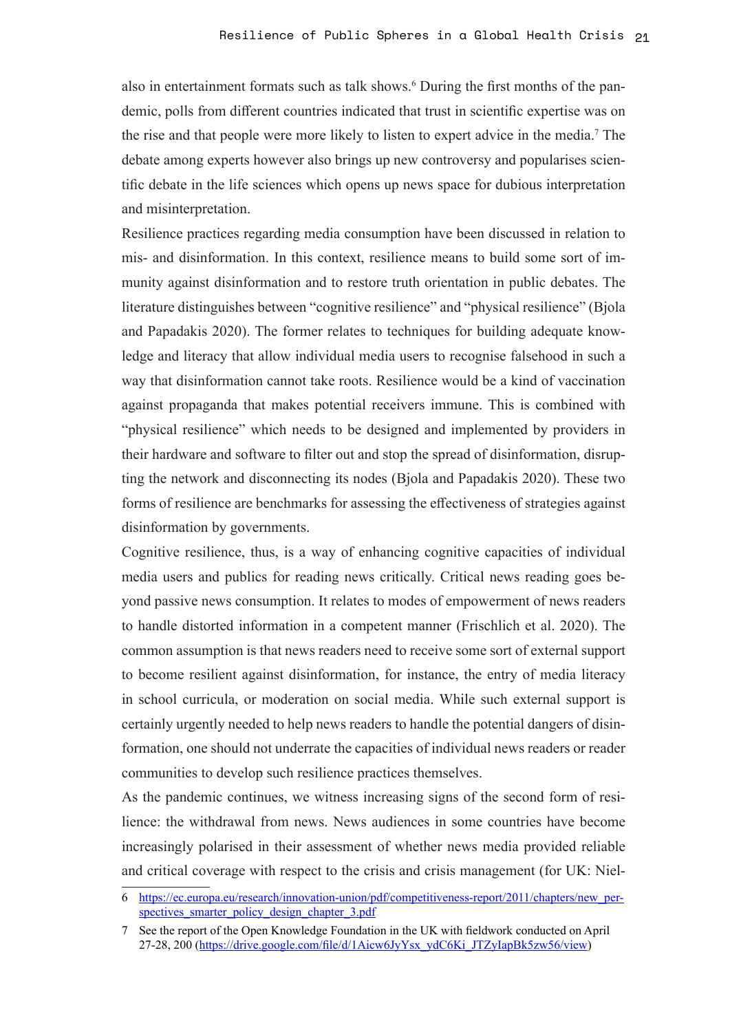also in entertainment formats such as talk shows.[6] During the first months of the pandemic, polls from different countries indicated that trust in scientific expertise was on the rise and that people were more likely to listen to expert advice in the media.[7] The debate among experts however also brings up new controversy and popularises scientific debate in the life sciences which opens up news space for dubious interpretation and misinterpretation.

Resilience practices regarding media consumption have been discussed in relation to mis- and disinformation. In this context, resilience means to build some sort of immunity against disinformation and to restore truth orientation in public debates. The literature distinguishes between "cognitive resilience" and "physical resilience" (Bjola and Papadakis 2020). The former relates to techniques for building adequate knowledge and literacy that allow individual media users to recognise falsehood in such a way that disinformation cannot take roots. Resilience would be a kind of vaccination against propaganda that makes potential receivers immune. This is combined with "physical resilience" which needs to be designed and implemented by providers in their hardware and software to filter out and stop the spread of disinformation, disrupting the network and disconnecting its nodes (Bjola and Papadakis 2020). These two forms of resilience are benchmarks for assessing the effectiveness of strategies against disinformation by governments.

Cognitive resilience, thus, is a way of enhancing cognitive capacities of individual media users and publics for reading news critically. Critical news reading goes beyond passive news consumption. It relates to modes of empowerment of news readers to handle distorted information in a competent manner (Frischlich et al. 2020). The common assumption is that news readers need to receive some sort of external support to become resilient against disinformation, for instance, the entry of media literacy in school curricula, or moderation on social media. While such external support is certainly urgently needed to help news readers to handle the potential dangers of disinformation, one should not underrate the capacities of individual news readers or reader communities to develop such resilience practices themselves.

As the pandemic continues, we witness increasing signs of the second form of resilience: the withdrawal from news. News audiences in some countries have become increasingly polarised in their assessment of whether news media provided reliable and critical coverage with respect to the crisis and crisis management (for UK: Niel-

---

6 https://ec.europa.eu/research/innovation-union/pdf/competitiveness-report/2011/chapters/new_perspectives_smarter_policy_design_chapter_3.pdf

7 See the report of the Open Knowledge Foundation in the UK with fieldwork conducted on April 27-28, 200 (https://drive.google.com/file/d/1Aicw6JyYsx_ydC6Ki_JTZyIapBk5zw56/view)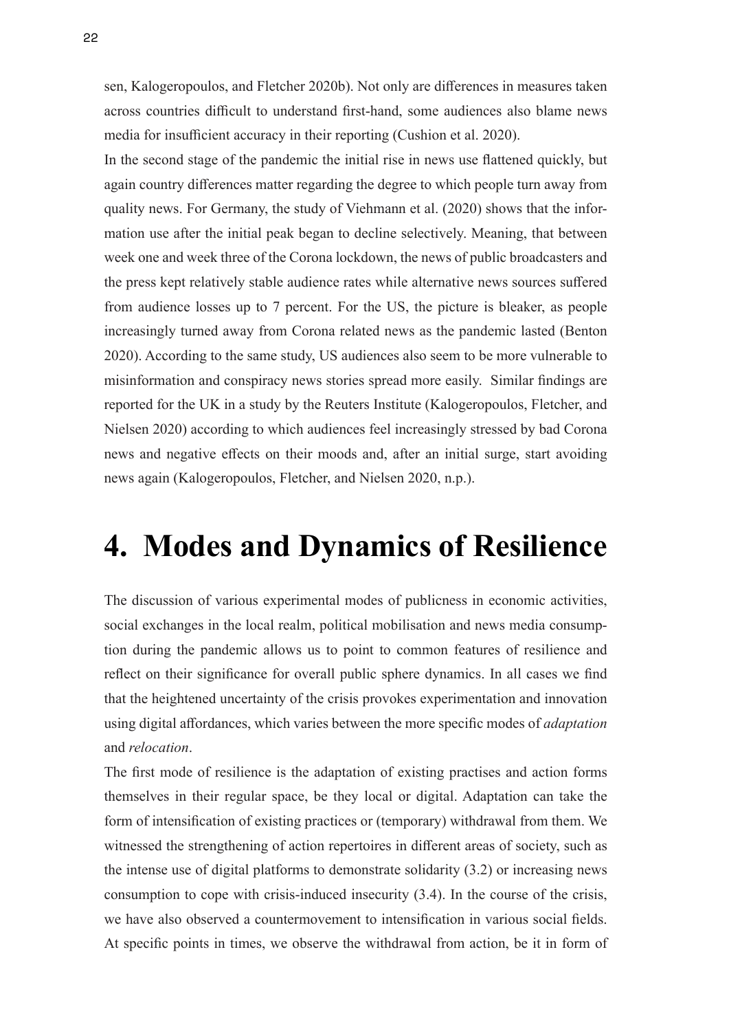sen, Kalogeropoulos, and Fletcher 2020b). Not only are differences in measures taken across countries difficult to understand first-hand, some audiences also blame news media for insufficient accuracy in their reporting (Cushion et al. 2020).

In the second stage of the pandemic the initial rise in news use flattened quickly, but again country differences matter regarding the degree to which people turn away from quality news. For Germany, the study of Viehmann et al. (2020) shows that the information use after the initial peak began to decline selectively. Meaning, that between week one and week three of the Corona lockdown, the news of public broadcasters and the press kept relatively stable audience rates while alternative news sources suffered from audience losses up to 7 percent. For the US, the picture is bleaker, as people increasingly turned away from Corona related news as the pandemic lasted (Benton 2020). According to the same study, US audiences also seem to be more vulnerable to misinformation and conspiracy news stories spread more easily. Similar findings are reported for the UK in a study by the Reuters Institute (Kalogeropoulos, Fletcher, and Nielsen 2020) according to which audiences feel increasingly stressed by bad Corona news and negative effects on their moods and, after an initial surge, start avoiding news again (Kalogeropoulos, Fletcher, and Nielsen 2020, n.p.).

# 4. Modes and Dynamics of Resilience

The discussion of various experimental modes of publicness in economic activities, social exchanges in the local realm, political mobilisation and news media consumption during the pandemic allows us to point to common features of resilience and reflect on their significance for overall public sphere dynamics. In all cases we find that the heightened uncertainty of the crisis provokes experimentation and innovation using digital affordances, which varies between the more specific modes of *adaptation* and *relocation*.

The first mode of resilience is the adaptation of existing practises and action forms themselves in their regular space, be they local or digital. Adaptation can take the form of intensification of existing practices or (temporary) withdrawal from them. We witnessed the strengthening of action repertoires in different areas of society, such as the intense use of digital platforms to demonstrate solidarity (3.2) or increasing news consumption to cope with crisis-induced insecurity (3.4). In the course of the crisis, we have also observed a countermovement to intensification in various social fields. At specific points in times, we observe the withdrawal from action, be it in form of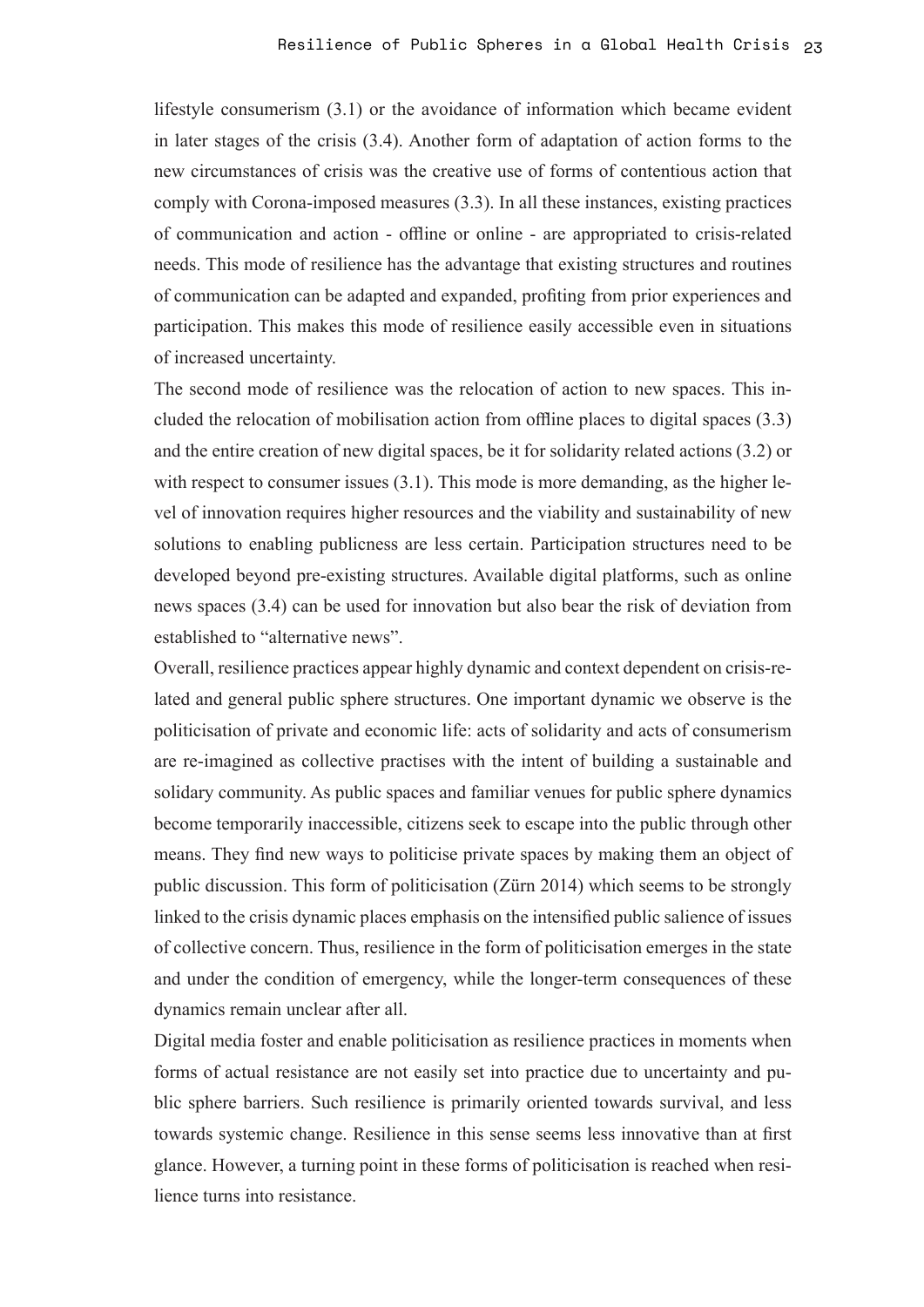lifestyle consumerism (3.1) or the avoidance of information which became evident in later stages of the crisis (3.4). Another form of adaptation of action forms to the new circumstances of crisis was the creative use of forms of contentious action that comply with Corona-imposed measures (3.3). In all these instances, existing practices of communication and action - offline or online - are appropriated to crisis-related needs. This mode of resilience has the advantage that existing structures and routines of communication can be adapted and expanded, profiting from prior experiences and participation. This makes this mode of resilience easily accessible even in situations of increased uncertainty.

The second mode of resilience was the relocation of action to new spaces. This included the relocation of mobilisation action from offline places to digital spaces (3.3) and the entire creation of new digital spaces, be it for solidarity related actions (3.2) or with respect to consumer issues (3.1). This mode is more demanding, as the higher level of innovation requires higher resources and the viability and sustainability of new solutions to enabling publicness are less certain. Participation structures need to be developed beyond pre-existing structures. Available digital platforms, such as online news spaces (3.4) can be used for innovation but also bear the risk of deviation from established to "alternative news".

Overall, resilience practices appear highly dynamic and context dependent on crisis-related and general public sphere structures. One important dynamic we observe is the politicisation of private and economic life: acts of solidarity and acts of consumerism are re-imagined as collective practises with the intent of building a sustainable and solidary community. As public spaces and familiar venues for public sphere dynamics become temporarily inaccessible, citizens seek to escape into the public through other means. They find new ways to politicise private spaces by making them an object of public discussion. This form of politicisation (Zürn 2014) which seems to be strongly linked to the crisis dynamic places emphasis on the intensified public salience of issues of collective concern. Thus, resilience in the form of politicisation emerges in the state and under the condition of emergency, while the longer-term consequences of these dynamics remain unclear after all.

Digital media foster and enable politicisation as resilience practices in moments when forms of actual resistance are not easily set into practice due to uncertainty and public sphere barriers. Such resilience is primarily oriented towards survival, and less towards systemic change. Resilience in this sense seems less innovative than at first glance. However, a turning point in these forms of politicisation is reached when resilience turns into resistance.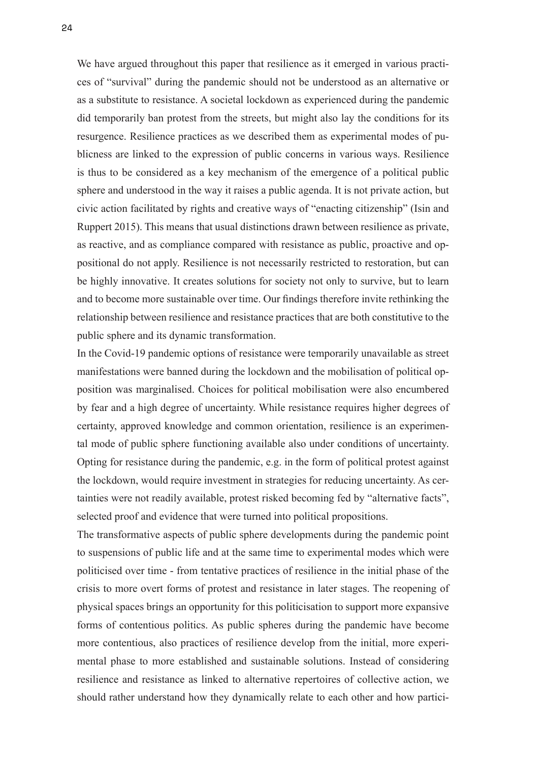We have argued throughout this paper that resilience as it emerged in various practices of "survival" during the pandemic should not be understood as an alternative or as a substitute to resistance. A societal lockdown as experienced during the pandemic did temporarily ban protest from the streets, but might also lay the conditions for its resurgence. Resilience practices as we described them as experimental modes of publicness are linked to the expression of public concerns in various ways. Resilience is thus to be considered as a key mechanism of the emergence of a political public sphere and understood in the way it raises a public agenda. It is not private action, but civic action facilitated by rights and creative ways of "enacting citizenship" (Isin and Ruppert 2015). This means that usual distinctions drawn between resilience as private, as reactive, and as compliance compared with resistance as public, proactive and oppositional do not apply. Resilience is not necessarily restricted to restoration, but can be highly innovative. It creates solutions for society not only to survive, but to learn and to become more sustainable over time. Our findings therefore invite rethinking the relationship between resilience and resistance practices that are both constitutive to the public sphere and its dynamic transformation.

In the Covid-19 pandemic options of resistance were temporarily unavailable as street manifestations were banned during the lockdown and the mobilisation of political opposition was marginalised. Choices for political mobilisation were also encumbered by fear and a high degree of uncertainty. While resistance requires higher degrees of certainty, approved knowledge and common orientation, resilience is an experimental mode of public sphere functioning available also under conditions of uncertainty. Opting for resistance during the pandemic, e.g. in the form of political protest against the lockdown, would require investment in strategies for reducing uncertainty. As certainties were not readily available, protest risked becoming fed by "alternative facts", selected proof and evidence that were turned into political propositions.

The transformative aspects of public sphere developments during the pandemic point to suspensions of public life and at the same time to experimental modes which were politicised over time - from tentative practices of resilience in the initial phase of the crisis to more overt forms of protest and resistance in later stages. The reopening of physical spaces brings an opportunity for this politicisation to support more expansive forms of contentious politics. As public spheres during the pandemic have become more contentious, also practices of resilience develop from the initial, more experimental phase to more established and sustainable solutions. Instead of considering resilience and resistance as linked to alternative repertoires of collective action, we should rather understand how they dynamically relate to each other and how partici-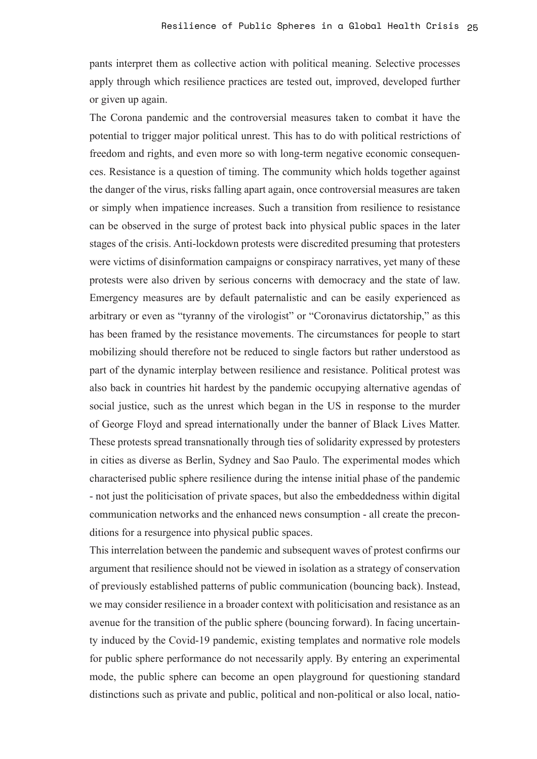pants interpret them as collective action with political meaning. Selective processes apply through which resilience practices are tested out, improved, developed further or given up again.

The Corona pandemic and the controversial measures taken to combat it have the potential to trigger major political unrest. This has to do with political restrictions of freedom and rights, and even more so with long-term negative economic consequences. Resistance is a question of timing. The community which holds together against the danger of the virus, risks falling apart again, once controversial measures are taken or simply when impatience increases. Such a transition from resilience to resistance can be observed in the surge of protest back into physical public spaces in the later stages of the crisis. Anti-lockdown protests were discredited presuming that protesters were victims of disinformation campaigns or conspiracy narratives, yet many of these protests were also driven by serious concerns with democracy and the state of law. Emergency measures are by default paternalistic and can be easily experienced as arbitrary or even as "tyranny of the virologist" or "Coronavirus dictatorship," as this has been framed by the resistance movements. The circumstances for people to start mobilizing should therefore not be reduced to single factors but rather understood as part of the dynamic interplay between resilience and resistance. Political protest was also back in countries hit hardest by the pandemic occupying alternative agendas of social justice, such as the unrest which began in the US in response to the murder of George Floyd and spread internationally under the banner of Black Lives Matter. These protests spread transnationally through ties of solidarity expressed by protesters in cities as diverse as Berlin, Sydney and Sao Paulo. The experimental modes which characterised public sphere resilience during the intense initial phase of the pandemic - not just the politicisation of private spaces, but also the embeddedness within digital communication networks and the enhanced news consumption - all create the preconditions for a resurgence into physical public spaces.

This interrelation between the pandemic and subsequent waves of protest confirms our argument that resilience should not be viewed in isolation as a strategy of conservation of previously established patterns of public communication (bouncing back). Instead, we may consider resilience in a broader context with politicisation and resistance as an avenue for the transition of the public sphere (bouncing forward). In facing uncertainty induced by the Covid-19 pandemic, existing templates and normative role models for public sphere performance do not necessarily apply. By entering an experimental mode, the public sphere can become an open playground for questioning standard distinctions such as private and public, political and non-political or also local, natio-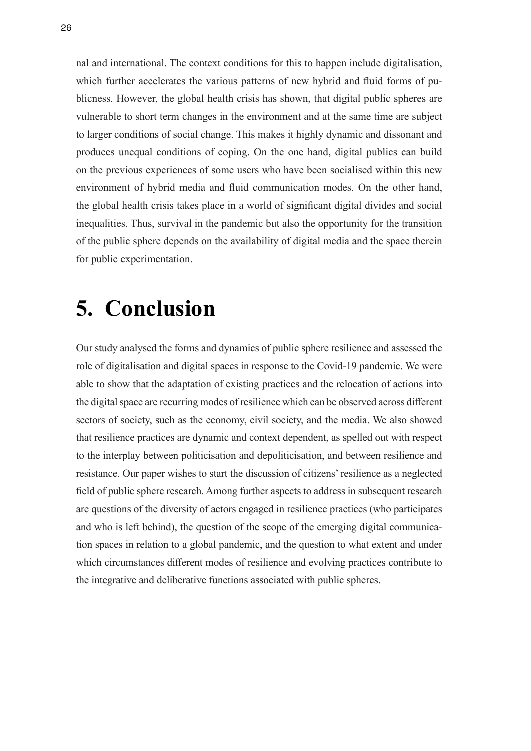nal and international. The context conditions for this to happen include digitalisation, which further accelerates the various patterns of new hybrid and fluid forms of publicness. However, the global health crisis has shown, that digital public spheres are vulnerable to short term changes in the environment and at the same time are subject to larger conditions of social change. This makes it highly dynamic and dissonant and produces unequal conditions of coping. On the one hand, digital publics can build on the previous experiences of some users who have been socialised within this new environment of hybrid media and fluid communication modes. On the other hand, the global health crisis takes place in a world of significant digital divides and social inequalities. Thus, survival in the pandemic but also the opportunity for the transition of the public sphere depends on the availability of digital media and the space therein for public experimentation.

# 5. Conclusion

Our study analysed the forms and dynamics of public sphere resilience and assessed the role of digitalisation and digital spaces in response to the Covid-19 pandemic. We were able to show that the adaptation of existing practices and the relocation of actions into the digital space are recurring modes of resilience which can be observed across different sectors of society, such as the economy, civil society, and the media. We also showed that resilience practices are dynamic and context dependent, as spelled out with respect to the interplay between politicisation and depoliticisation, and between resilience and resistance. Our paper wishes to start the discussion of citizens' resilience as a neglected field of public sphere research. Among further aspects to address in subsequent research are questions of the diversity of actors engaged in resilience practices (who participates and who is left behind), the question of the scope of the emerging digital communication spaces in relation to a global pandemic, and the question to what extent and under which circumstances different modes of resilience and evolving practices contribute to the integrative and deliberative functions associated with public spheres.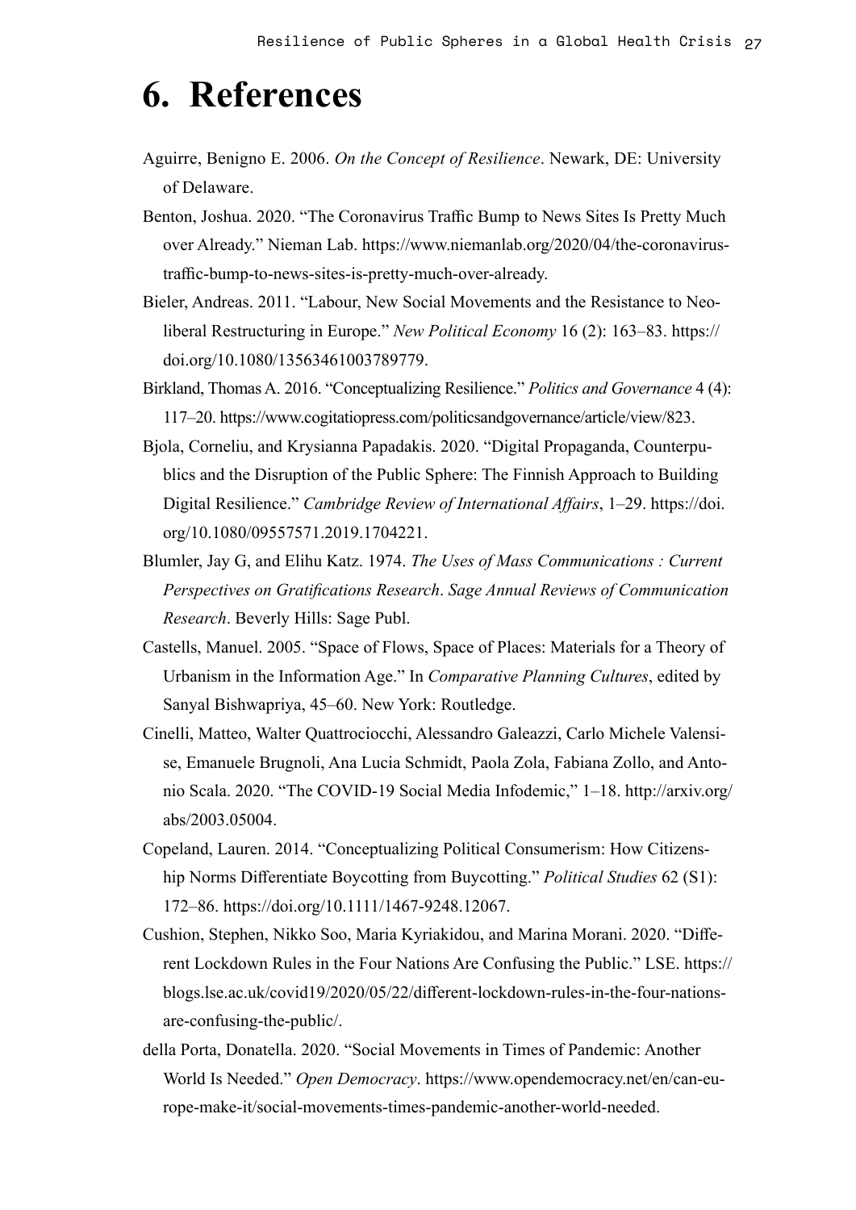# 6. References

Aguirre, Benigno E. 2006. *On the Concept of Resilience*. Newark, DE: University of Delaware.

Benton, Joshua. 2020. "The Coronavirus Traffic Bump to News Sites Is Pretty Much over Already." Nieman Lab. https://www.niemanlab.org/2020/04/the-coronavirus-traffic-bump-to-news-sites-is-pretty-much-over-already.

Bieler, Andreas. 2011. "Labour, New Social Movements and the Resistance to Neoliberal Restructuring in Europe." *New Political Economy* 16 (2): 163–83. https://doi.org/10.1080/13563461003789779.

Birkland, Thomas A. 2016. "Conceptualizing Resilience." *Politics and Governance* 4 (4): 117–20. https://www.cogitatiopress.com/politicsandgovernance/article/view/823.

Bjola, Corneliu, and Krysianna Papadakis. 2020. "Digital Propaganda, Counterpublics and the Disruption of the Public Sphere: The Finnish Approach to Building Digital Resilience." *Cambridge Review of International Affairs*, 1–29. https://doi.org/10.1080/09557571.2019.1704221.

Blumler, Jay G, and Elihu Katz. 1974. *The Uses of Mass Communications : Current Perspectives on Gratifications Research*. *Sage Annual Reviews of Communication Research*. Beverly Hills: Sage Publ.

Castells, Manuel. 2005. "Space of Flows, Space of Places: Materials for a Theory of Urbanism in the Information Age." In *Comparative Planning Cultures*, edited by Sanyal Bishwapriya, 45–60. New York: Routledge.

Cinelli, Matteo, Walter Quattrociocchi, Alessandro Galeazzi, Carlo Michele Valensise, Emanuele Brugnoli, Ana Lucia Schmidt, Paola Zola, Fabiana Zollo, and Antonio Scala. 2020. "The COVID-19 Social Media Infodemic," 1–18. http://arxiv.org/abs/2003.05004.

Copeland, Lauren. 2014. "Conceptualizing Political Consumerism: How Citizenship Norms Differentiate Boycotting from Buycotting." *Political Studies* 62 (S1): 172–86. https://doi.org/10.1111/1467-9248.12067.

Cushion, Stephen, Nikko Soo, Maria Kyriakidou, and Marina Morani. 2020. "Different Lockdown Rules in the Four Nations Are Confusing the Public." LSE. https://blogs.lse.ac.uk/covid19/2020/05/22/different-lockdown-rules-in-the-four-nations-are-confusing-the-public/.

della Porta, Donatella. 2020. "Social Movements in Times of Pandemic: Another World Is Needed." *Open Democracy*. https://www.opendemocracy.net/en/can-europe-make-it/social-movements-times-pandemic-another-world-needed.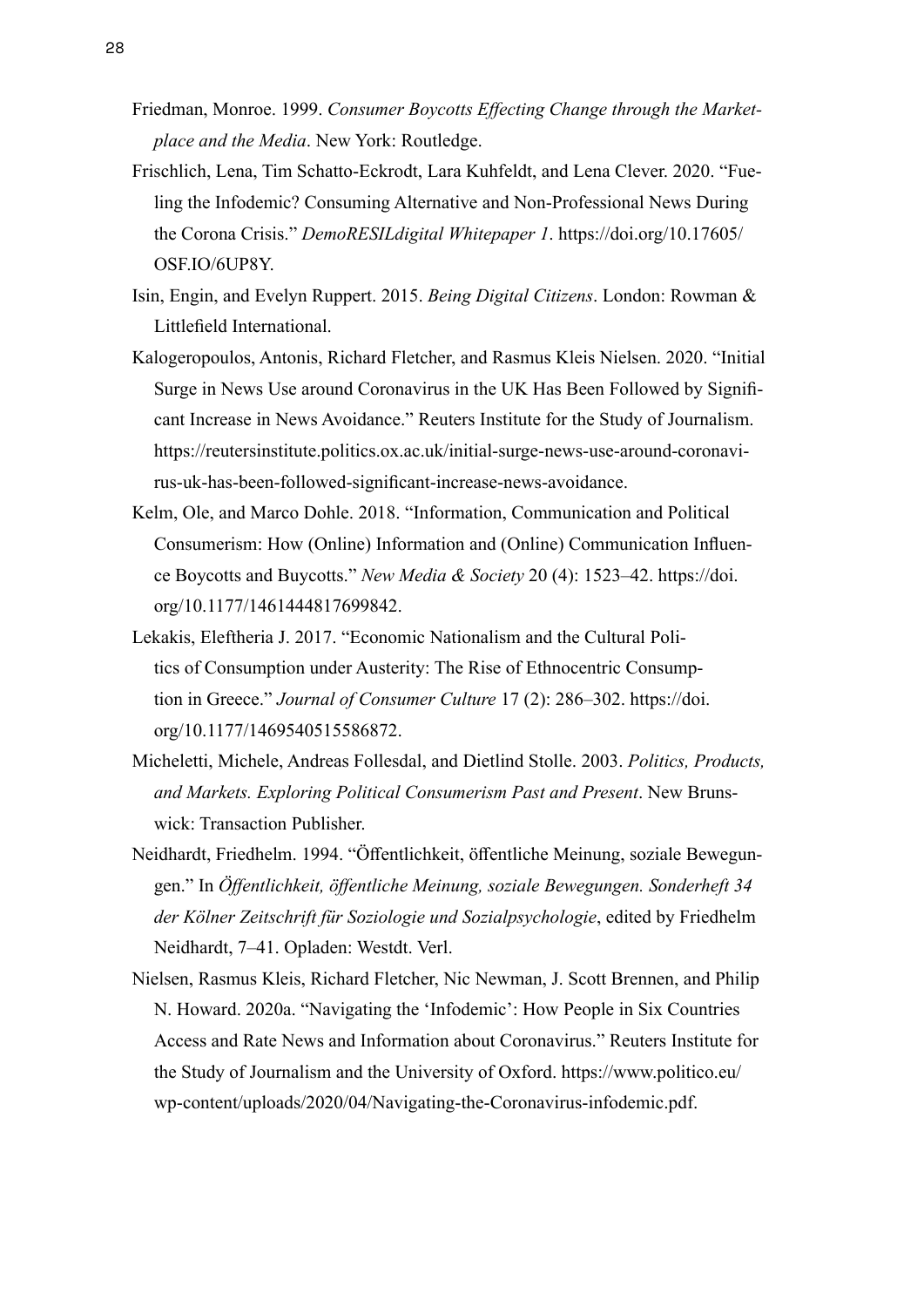Friedman, Monroe. 1999. *Consumer Boycotts Effecting Change through the Marketplace and the Media*. New York: Routledge.

Frischlich, Lena, Tim Schatto-Eckrodt, Lara Kuhfeldt, and Lena Clever. 2020. "Fueling the Infodemic? Consuming Alternative and Non-Professional News During the Corona Crisis." *DemoRESILdigital Whitepaper 1*. https://doi.org/10.17605/OSF.IO/6UP8Y.

Isin, Engin, and Evelyn Ruppert. 2015. *Being Digital Citizens*. London: Rowman & Littlefield International.

Kalogeropoulos, Antonis, Richard Fletcher, and Rasmus Kleis Nielsen. 2020. "Initial Surge in News Use around Coronavirus in the UK Has Been Followed by Significant Increase in News Avoidance." Reuters Institute for the Study of Journalism. https://reutersinstitute.politics.ox.ac.uk/initial-surge-news-use-around-coronavirus-uk-has-been-followed-significant-increase-news-avoidance.

Kelm, Ole, and Marco Dohle. 2018. "Information, Communication and Political Consumerism: How (Online) Information and (Online) Communication Influence Boycotts and Buycotts." *New Media & Society* 20 (4): 1523–42. https://doi.org/10.1177/1461444817699842.

Lekakis, Eleftheria J. 2017. "Economic Nationalism and the Cultural Politics of Consumption under Austerity: The Rise of Ethnocentric Consumption in Greece." *Journal of Consumer Culture* 17 (2): 286–302. https://doi.org/10.1177/1469540515586872.

Micheletti, Michele, Andreas Follesdal, and Dietlind Stolle. 2003. *Politics, Products, and Markets. Exploring Political Consumerism Past and Present*. New Brunswick: Transaction Publisher.

Neidhardt, Friedhelm. 1994. "Öffentlichkeit, öffentliche Meinung, soziale Bewegungen." In *Öffentlichkeit, öffentliche Meinung, soziale Bewegungen. Sonderheft 34 der Kölner Zeitschrift für Soziologie und Sozialpsychologie*, edited by Friedhelm Neidhardt, 7–41. Opladen: Westdt. Verl.

Nielsen, Rasmus Kleis, Richard Fletcher, Nic Newman, J. Scott Brennen, and Philip N. Howard. 2020a. "Navigating the 'Infodemic': How People in Six Countries Access and Rate News and Information about Coronavirus." Reuters Institute for the Study of Journalism and the University of Oxford. https://www.politico.eu/wp-content/uploads/2020/04/Navigating-the-Coronavirus-infodemic.pdf.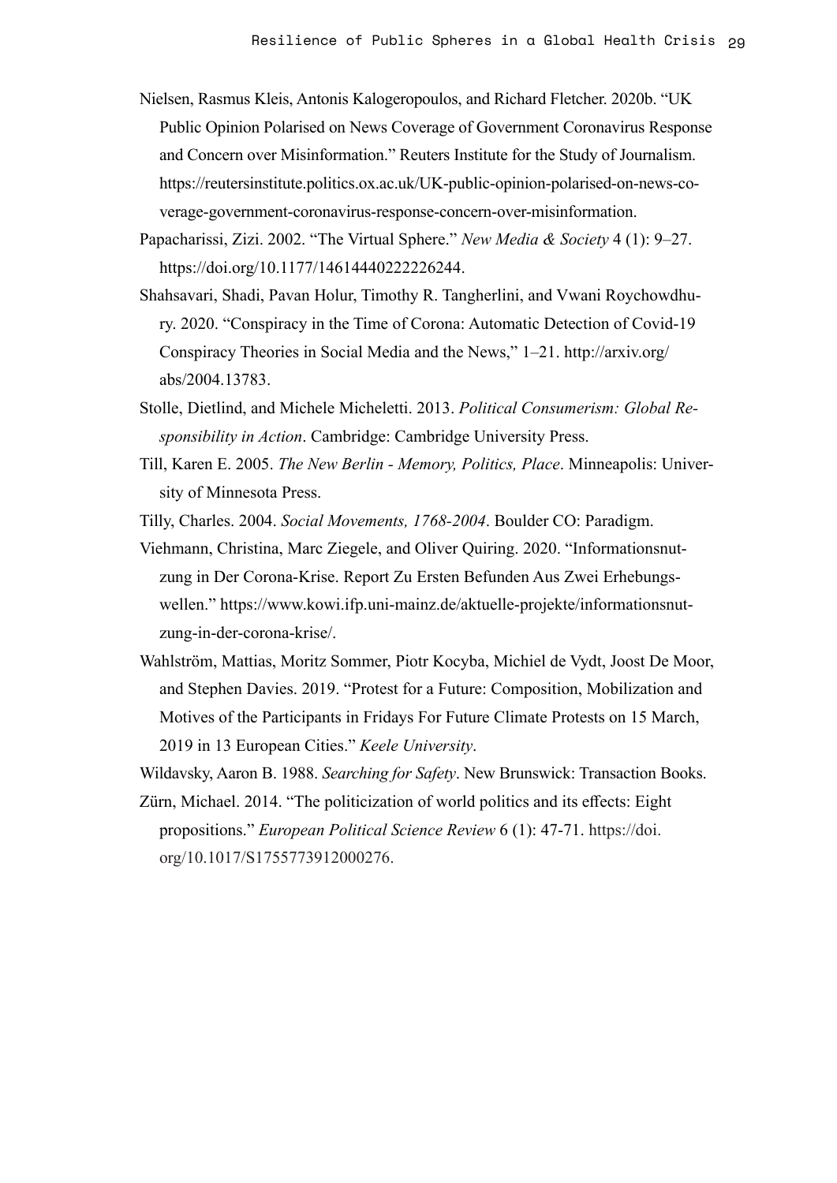Nielsen, Rasmus Kleis, Antonis Kalogeropoulos, and Richard Fletcher. 2020b. "UK Public Opinion Polarised on News Coverage of Government Coronavirus Response and Concern over Misinformation." Reuters Institute for the Study of Journalism. https://reutersinstitute.politics.ox.ac.uk/UK-public-opinion-polarised-on-news-coverage-government-coronavirus-response-concern-over-misinformation.

Papacharissi, Zizi. 2002. "The Virtual Sphere." *New Media & Society* 4 (1): 9–27. https://doi.org/10.1177/14614440222226244.

Shahsavari, Shadi, Pavan Holur, Timothy R. Tangherlini, and Vwani Roychowdhury. 2020. "Conspiracy in the Time of Corona: Automatic Detection of Covid-19 Conspiracy Theories in Social Media and the News," 1–21. http://arxiv.org/abs/2004.13783.

Stolle, Dietlind, and Michele Micheletti. 2013. *Political Consumerism: Global Responsibility in Action*. Cambridge: Cambridge University Press.

Till, Karen E. 2005. *The New Berlin - Memory, Politics, Place*. Minneapolis: University of Minnesota Press.

Tilly, Charles. 2004. *Social Movements, 1768-2004*. Boulder CO: Paradigm.

Viehmann, Christina, Marc Ziegele, and Oliver Quiring. 2020. "Informationsnutzung in Der Corona-Krise. Report Zu Ersten Befunden Aus Zwei Erhebungswellen." https://www.kowi.ifp.uni-mainz.de/aktuelle-projekte/informationsnutzung-in-der-corona-krise/.

Wahlström, Mattias, Moritz Sommer, Piotr Kocyba, Michiel de Vydt, Joost De Moor, and Stephen Davies. 2019. "Protest for a Future: Composition, Mobilization and Motives of the Participants in Fridays For Future Climate Protests on 15 March, 2019 in 13 European Cities." *Keele University*.

Wildavsky, Aaron B. 1988. *Searching for Safety*. New Brunswick: Transaction Books.

Zürn, Michael. 2014. "The politicization of world politics and its effects: Eight propositions." *European Political Science Review* 6 (1): 47-71. https://doi.org/10.1017/S1755773912000276.